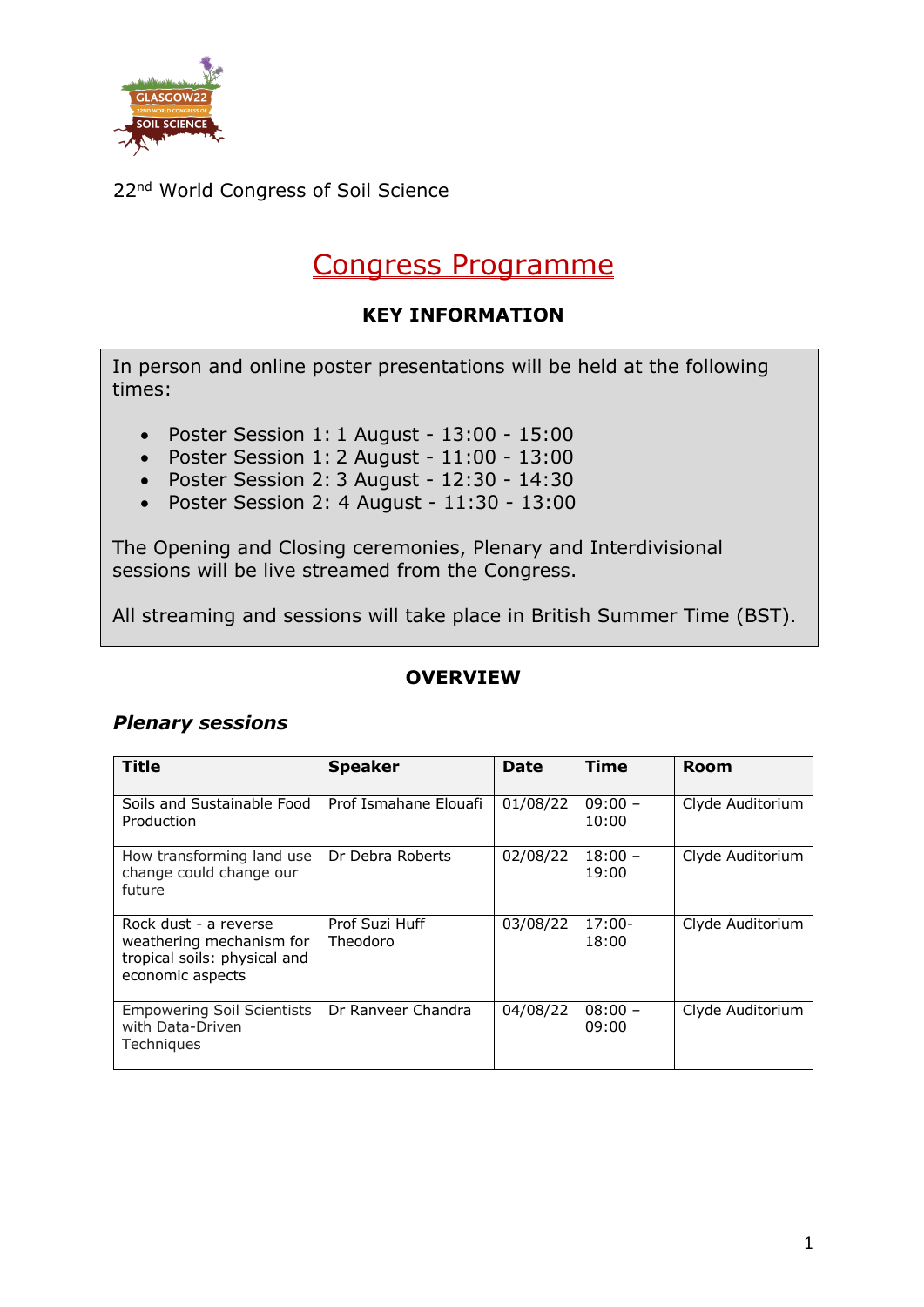22nd World Congress of Soil Science

# Congress Programme

## KEY INFORMATION

In person and online poster presentations will be held at the following times:

- Poster Session 1: 1 August - 13:00 - 15:00
- Poster Session 1: 2 August - 11:00 - 13:00
- Poster Session 2: 3 August - 12:30 - 14:30
- Poster Session 2: 4 August - 11:30 - 13:00

The Opening and Closing ceremonies, Plenary and Interdivisional sessions will be live streamed from the Congress.

All streaming and sessions will take place in British Summer Time (BST).

## OVERVIEW

### *Plenary sessions*

| Title | Speaker | Date | Time | Room |
|---|---|---|---|---|
| Soils and Sustainable Food Production | Prof Ismahane Elouafi | 01/08/22 | 09:00 – 10:00 | Clyde Auditorium |
| How transforming land use change could change our future | Dr Debra Roberts | 02/08/22 | 18:00 – 19:00 | Clyde Auditorium |
| Rock dust - a reverse weathering mechanism for tropical soils: physical and economic aspects | Prof Suzi Huff Theodoro | 03/08/22 | 17:00- 18:00 | Clyde Auditorium |
| Empowering Soil Scientists with Data-Driven Techniques | Dr Ranveer Chandra | 04/08/22 | 08:00 – 09:00 | Clyde Auditorium |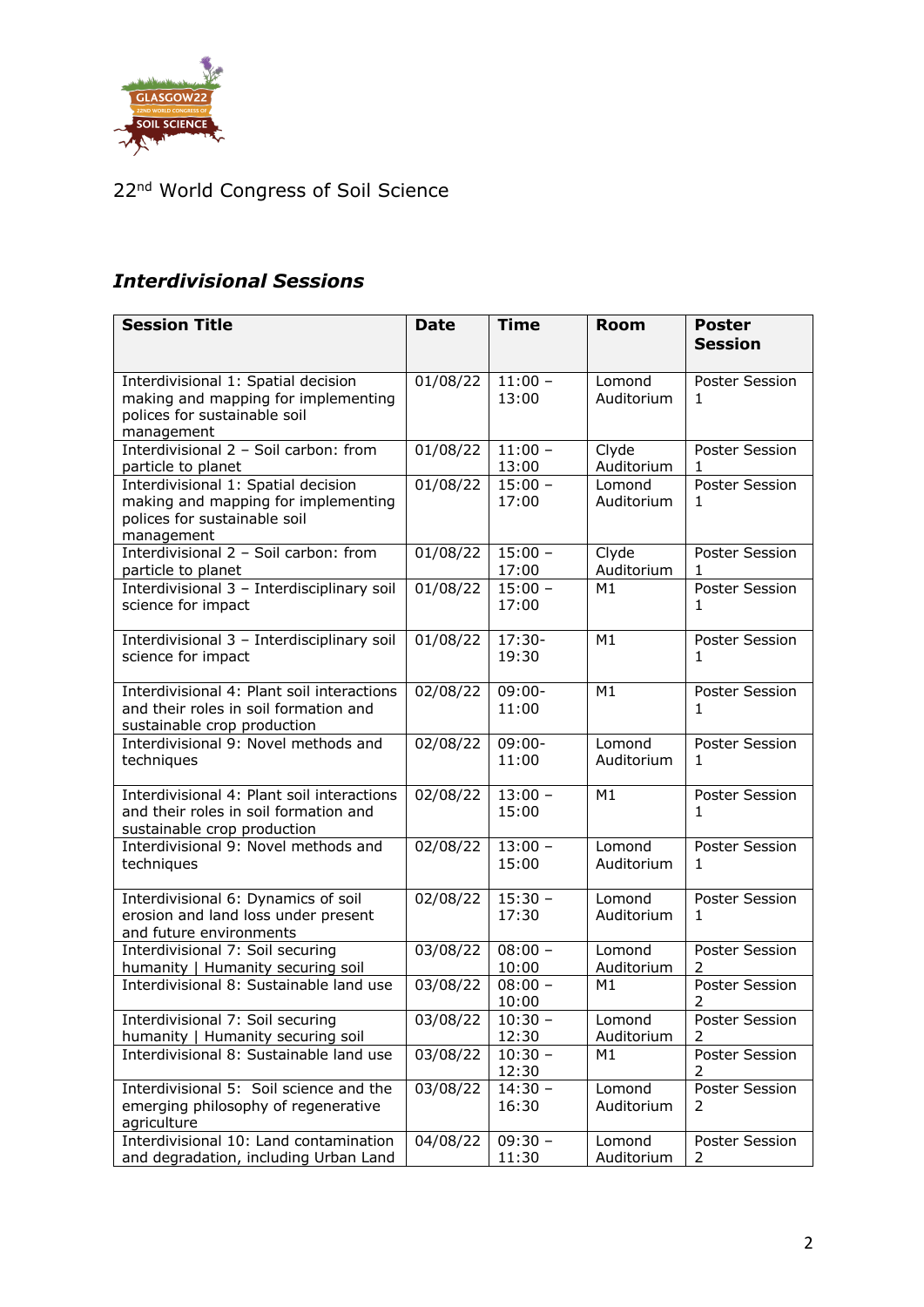22nd World Congress of Soil Science

## *Interdivisional Sessions*

| Session Title | Date | Time | Room | Poster Session |
|---|---|---|---|---|
| Interdivisional 1: Spatial decision making and mapping for implementing polices for sustainable soil management | 01/08/22 | 11:00 – 13:00 | Lomond Auditorium | Poster Session 1 |
| Interdivisional 2 – Soil carbon: from particle to planet | 01/08/22 | 11:00 – 13:00 | Clyde Auditorium | Poster Session 1 |
| Interdivisional 1: Spatial decision making and mapping for implementing polices for sustainable soil management | 01/08/22 | 15:00 – 17:00 | Lomond Auditorium | Poster Session 1 |
| Interdivisional 2 – Soil carbon: from particle to planet | 01/08/22 | 15:00 – 17:00 | Clyde Auditorium | Poster Session 1 |
| Interdivisional 3 – Interdisciplinary soil science for impact | 01/08/22 | 15:00 – 17:00 | M1 | Poster Session 1 |
| Interdivisional 3 – Interdisciplinary soil science for impact | 01/08/22 | 17:30-19:30 | M1 | Poster Session 1 |
| Interdivisional 4: Plant soil interactions and their roles in soil formation and sustainable crop production | 02/08/22 | 09:00-11:00 | M1 | Poster Session 1 |
| Interdivisional 9: Novel methods and techniques | 02/08/22 | 09:00-11:00 | Lomond Auditorium | Poster Session 1 |
| Interdivisional 4: Plant soil interactions and their roles in soil formation and sustainable crop production | 02/08/22 | 13:00 – 15:00 | M1 | Poster Session 1 |
| Interdivisional 9: Novel methods and techniques | 02/08/22 | 13:00 – 15:00 | Lomond Auditorium | Poster Session 1 |
| Interdivisional 6: Dynamics of soil erosion and land loss under present and future environments | 02/08/22 | 15:30 – 17:30 | Lomond Auditorium | Poster Session 1 |
| Interdivisional 7: Soil securing humanity \| Humanity securing soil | 03/08/22 | 08:00 – 10:00 | Lomond Auditorium | Poster Session 2 |
| Interdivisional 8: Sustainable land use | 03/08/22 | 08:00 – 10:00 | M1 | Poster Session 2 |
| Interdivisional 7: Soil securing humanity \| Humanity securing soil | 03/08/22 | 10:30 – 12:30 | Lomond Auditorium | Poster Session 2 |
| Interdivisional 8: Sustainable land use | 03/08/22 | 10:30 – 12:30 | M1 | Poster Session 2 |
| Interdivisional 5: Soil science and the emerging philosophy of regenerative agriculture | 03/08/22 | 14:30 – 16:30 | Lomond Auditorium | Poster Session 2 |
| Interdivisional 10: Land contamination and degradation, including Urban Land | 04/08/22 | 09:30 – 11:30 | Lomond Auditorium | Poster Session 2 |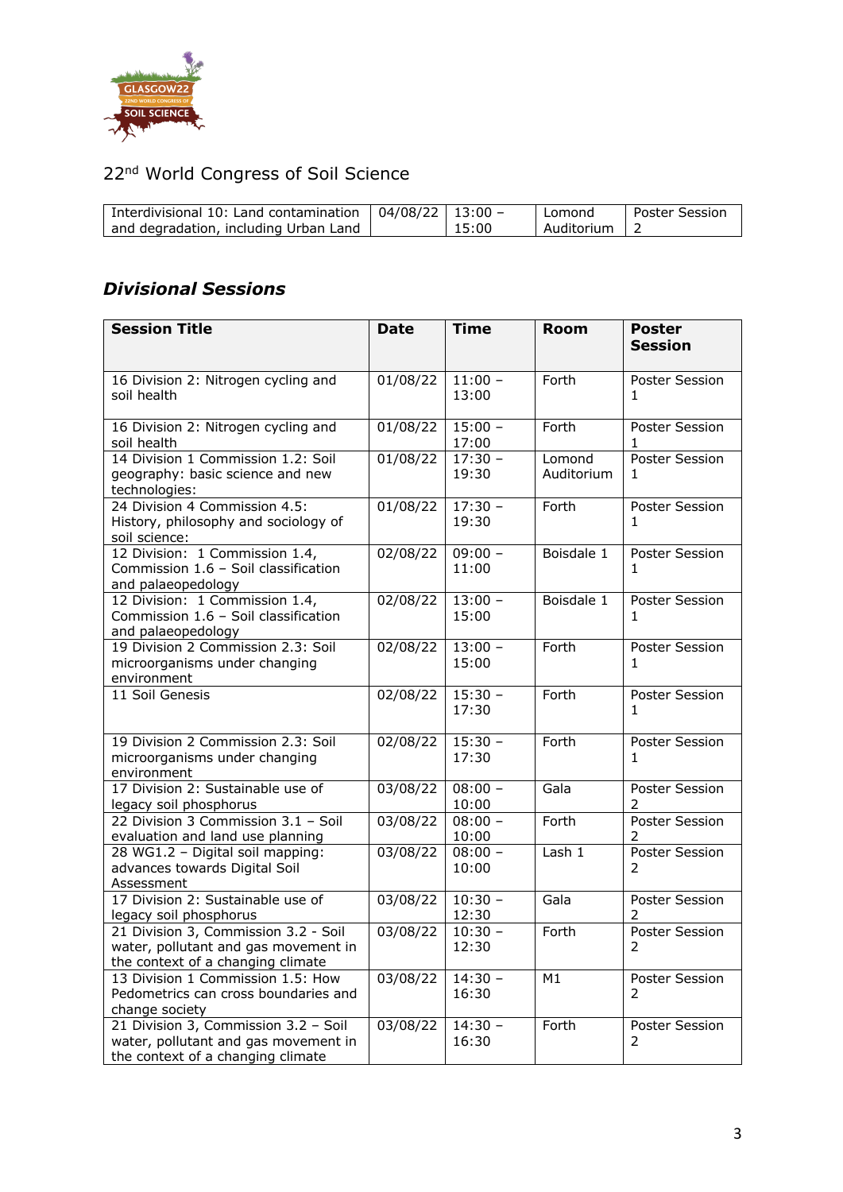22nd World Congress of Soil Science

| Interdivisional 10: Land contamination and degradation, including Urban Land | 04/08/22 | 13:00 – 15:00 | Lomond Auditorium | Poster Session 2 |
|---|---|---|---|---|

## *Divisional Sessions*

| Session Title | Date | Time | Room | Poster Session |
|---|---|---|---|---|
| 16 Division 2: Nitrogen cycling and soil health | 01/08/22 | 11:00 – 13:00 | Forth | Poster Session 1 |
| 16 Division 2: Nitrogen cycling and soil health | 01/08/22 | 15:00 – 17:00 | Forth | Poster Session 1 |
| 14 Division 1 Commission 1.2: Soil geography: basic science and new technologies: | 01/08/22 | 17:30 – 19:30 | Lomond Auditorium | Poster Session 1 |
| 24 Division 4 Commission 4.5: History, philosophy and sociology of soil science: | 01/08/22 | 17:30 – 19:30 | Forth | Poster Session 1 |
| 12 Division: 1 Commission 1.4, Commission 1.6 – Soil classification and palaeopedology | 02/08/22 | 09:00 – 11:00 | Boisdale 1 | Poster Session 1 |
| 12 Division: 1 Commission 1.4, Commission 1.6 – Soil classification and palaeopedology | 02/08/22 | 13:00 – 15:00 | Boisdale 1 | Poster Session 1 |
| 19 Division 2 Commission 2.3: Soil microorganisms under changing environment | 02/08/22 | 13:00 – 15:00 | Forth | Poster Session 1 |
| 11 Soil Genesis | 02/08/22 | 15:30 – 17:30 | Forth | Poster Session 1 |
| 19 Division 2 Commission 2.3: Soil microorganisms under changing environment | 02/08/22 | 15:30 – 17:30 | Forth | Poster Session 1 |
| 17 Division 2: Sustainable use of legacy soil phosphorus | 03/08/22 | 08:00 – 10:00 | Gala | Poster Session 2 |
| 22 Division 3 Commission 3.1 – Soil evaluation and land use planning | 03/08/22 | 08:00 – 10:00 | Forth | Poster Session 2 |
| 28 WG1.2 – Digital soil mapping: advances towards Digital Soil Assessment | 03/08/22 | 08:00 – 10:00 | Lash 1 | Poster Session 2 |
| 17 Division 2: Sustainable use of legacy soil phosphorus | 03/08/22 | 10:30 – 12:30 | Gala | Poster Session 2 |
| 21 Division 3, Commission 3.2 - Soil water, pollutant and gas movement in the context of a changing climate | 03/08/22 | 10:30 – 12:30 | Forth | Poster Session 2 |
| 13 Division 1 Commission 1.5: How Pedometrics can cross boundaries and change society | 03/08/22 | 14:30 – 16:30 | M1 | Poster Session 2 |
| 21 Division 3, Commission 3.2 – Soil water, pollutant and gas movement in the context of a changing climate | 03/08/22 | 14:30 – 16:30 | Forth | Poster Session 2 |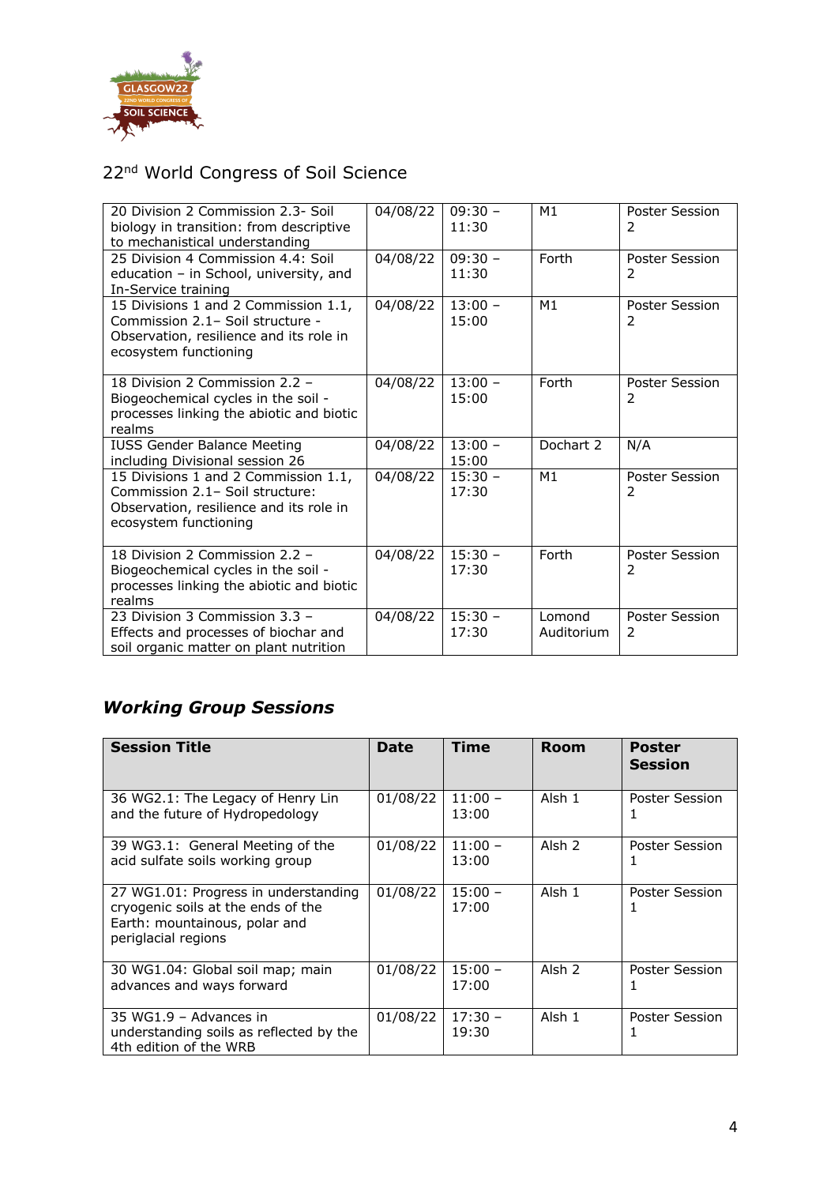22nd World Congress of Soil Science

| | | | | |
|---|---|---|---|---|
| 20 Division 2 Commission 2.3- Soil biology in transition: from descriptive to mechanistical understanding | 04/08/22 | 09:30 – 11:30 | M1 | Poster Session 2 |
| 25 Division 4 Commission 4.4: Soil education – in School, university, and In-Service training | 04/08/22 | 09:30 – 11:30 | Forth | Poster Session 2 |
| 15 Divisions 1 and 2 Commission 1.1, Commission 2.1– Soil structure - Observation, resilience and its role in ecosystem functioning | 04/08/22 | 13:00 – 15:00 | M1 | Poster Session 2 |
| 18 Division 2 Commission 2.2 – Biogeochemical cycles in the soil - processes linking the abiotic and biotic realms | 04/08/22 | 13:00 – 15:00 | Forth | Poster Session 2 |
| IUSS Gender Balance Meeting including Divisional session 26 | 04/08/22 | 13:00 – 15:00 | Dochart 2 | N/A |
| 15 Divisions 1 and 2 Commission 1.1, Commission 2.1– Soil structure: Observation, resilience and its role in ecosystem functioning | 04/08/22 | 15:30 – 17:30 | M1 | Poster Session 2 |
| 18 Division 2 Commission 2.2 – Biogeochemical cycles in the soil - processes linking the abiotic and biotic realms | 04/08/22 | 15:30 – 17:30 | Forth | Poster Session 2 |
| 23 Division 3 Commission 3.3 – Effects and processes of biochar and soil organic matter on plant nutrition | 04/08/22 | 15:30 – 17:30 | Lomond Auditorium | Poster Session 2 |

## *Working Group Sessions*

| Session Title | Date | Time | Room | Poster Session |
|---|---|---|---|---|
| 36 WG2.1: The Legacy of Henry Lin and the future of Hydropedology | 01/08/22 | 11:00 – 13:00 | Alsh 1 | Poster Session 1 |
| 39 WG3.1: General Meeting of the acid sulfate soils working group | 01/08/22 | 11:00 – 13:00 | Alsh 2 | Poster Session 1 |
| 27 WG1.01: Progress in understanding cryogenic soils at the ends of the Earth: mountainous, polar and periglacial regions | 01/08/22 | 15:00 – 17:00 | Alsh 1 | Poster Session 1 |
| 30 WG1.04: Global soil map; main advances and ways forward | 01/08/22 | 15:00 – 17:00 | Alsh 2 | Poster Session 1 |
| 35 WG1.9 – Advances in understanding soils as reflected by the 4th edition of the WRB | 01/08/22 | 17:30 – 19:30 | Alsh 1 | Poster Session 1 |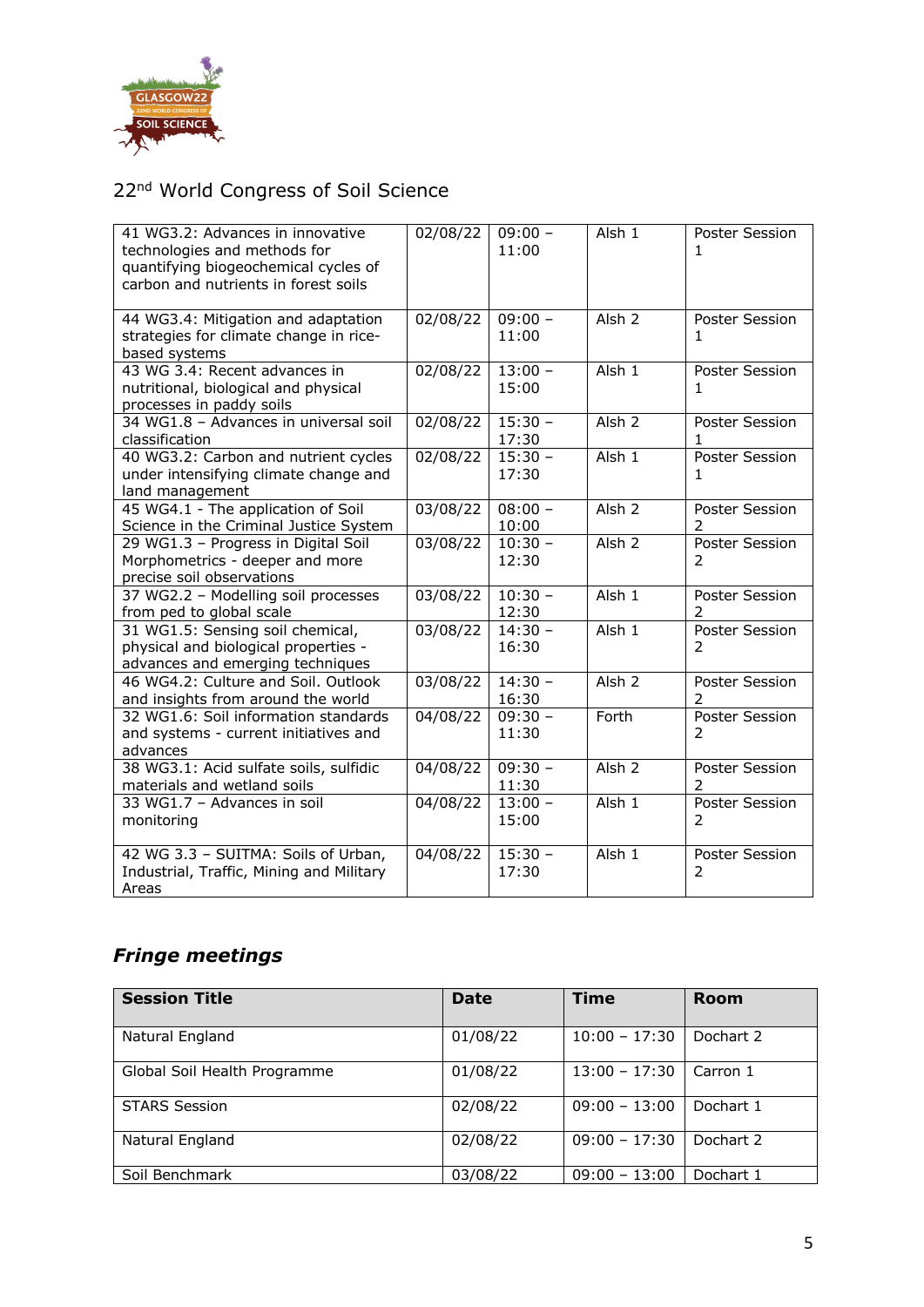22nd World Congress of Soil Science

| | | | | |
|---|---|---|---|---|
| 41 WG3.2: Advances in innovative technologies and methods for quantifying biogeochemical cycles of carbon and nutrients in forest soils | 02/08/22 | 09:00 – 11:00 | Alsh 1 | Poster Session 1 |
| 44 WG3.4: Mitigation and adaptation strategies for climate change in rice-based systems | 02/08/22 | 09:00 – 11:00 | Alsh 2 | Poster Session 1 |
| 43 WG 3.4: Recent advances in nutritional, biological and physical processes in paddy soils | 02/08/22 | 13:00 – 15:00 | Alsh 1 | Poster Session 1 |
| 34 WG1.8 – Advances in universal soil classification | 02/08/22 | 15:30 – 17:30 | Alsh 2 | Poster Session 1 |
| 40 WG3.2: Carbon and nutrient cycles under intensifying climate change and land management | 02/08/22 | 15:30 – 17:30 | Alsh 1 | Poster Session 1 |
| 45 WG4.1 - The application of Soil Science in the Criminal Justice System | 03/08/22 | 08:00 – 10:00 | Alsh 2 | Poster Session 2 |
| 29 WG1.3 – Progress in Digital Soil Morphometrics - deeper and more precise soil observations | 03/08/22 | 10:30 – 12:30 | Alsh 2 | Poster Session 2 |
| 37 WG2.2 – Modelling soil processes from ped to global scale | 03/08/22 | 10:30 – 12:30 | Alsh 1 | Poster Session 2 |
| 31 WG1.5: Sensing soil chemical, physical and biological properties - advances and emerging techniques | 03/08/22 | 14:30 – 16:30 | Alsh 1 | Poster Session 2 |
| 46 WG4.2: Culture and Soil. Outlook and insights from around the world | 03/08/22 | 14:30 – 16:30 | Alsh 2 | Poster Session 2 |
| 32 WG1.6: Soil information standards and systems - current initiatives and advances | 04/08/22 | 09:30 – 11:30 | Forth | Poster Session 2 |
| 38 WG3.1: Acid sulfate soils, sulfidic materials and wetland soils | 04/08/22 | 09:30 – 11:30 | Alsh 2 | Poster Session 2 |
| 33 WG1.7 – Advances in soil monitoring | 04/08/22 | 13:00 – 15:00 | Alsh 1 | Poster Session 2 |
| 42 WG 3.3 – SUITMA: Soils of Urban, Industrial, Traffic, Mining and Military Areas | 04/08/22 | 15:30 – 17:30 | Alsh 1 | Poster Session 2 |

## *Fringe meetings*

| Session Title | Date | Time | Room |
|---|---|---|---|
| Natural England | 01/08/22 | 10:00 – 17:30 | Dochart 2 |
| Global Soil Health Programme | 01/08/22 | 13:00 – 17:30 | Carron 1 |
| STARS Session | 02/08/22 | 09:00 – 13:00 | Dochart 1 |
| Natural England | 02/08/22 | 09:00 – 17:30 | Dochart 2 |
| Soil Benchmark | 03/08/22 | 09:00 – 13:00 | Dochart 1 |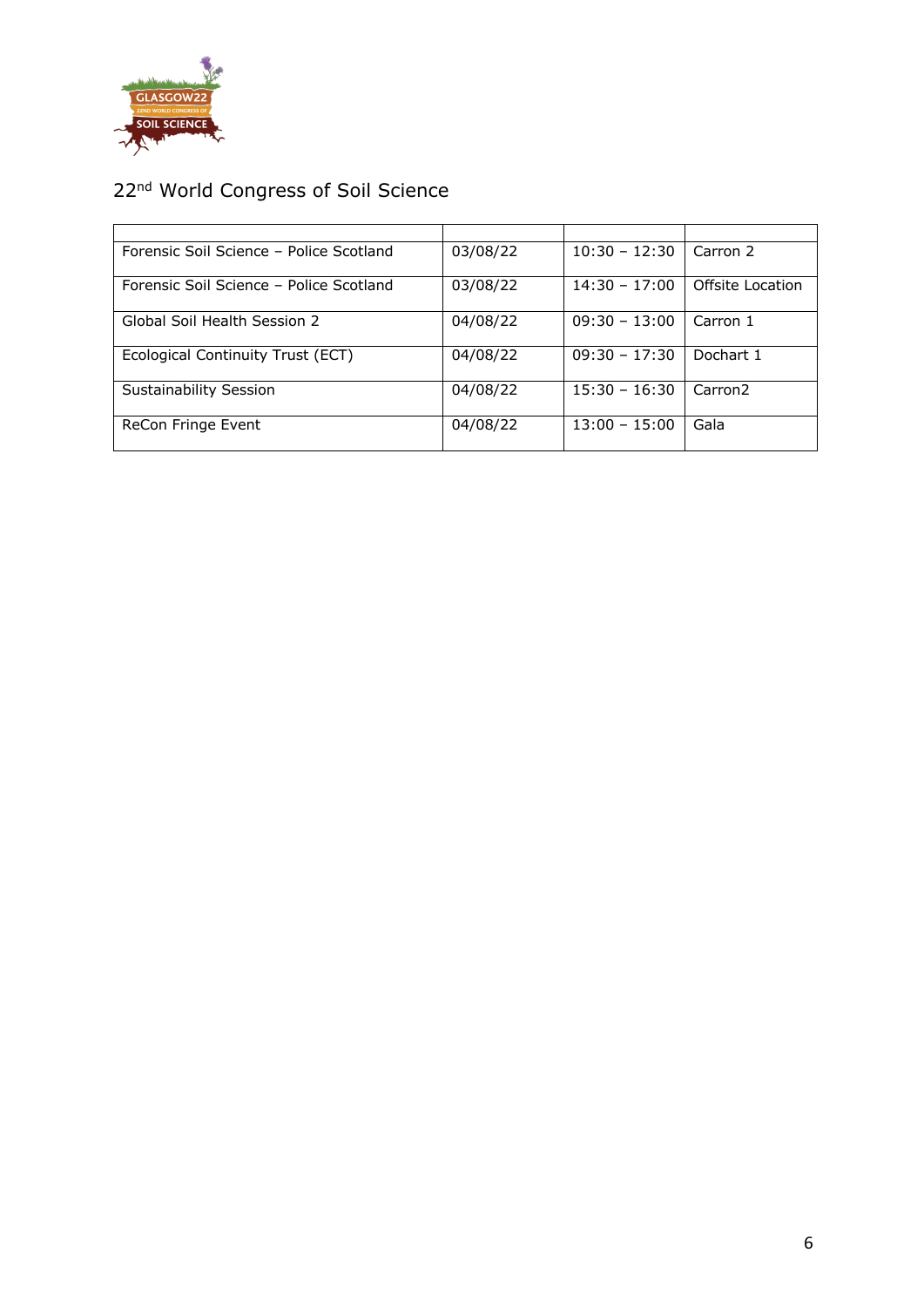22nd World Congress of Soil Science

| | | | |
|---|---|---|---|
| Forensic Soil Science – Police Scotland | 03/08/22 | 10:30 – 12:30 | Carron 2 |
| Forensic Soil Science – Police Scotland | 03/08/22 | 14:30 – 17:00 | Offsite Location |
| Global Soil Health Session 2 | 04/08/22 | 09:30 – 13:00 | Carron 1 |
| Ecological Continuity Trust (ECT) | 04/08/22 | 09:30 – 17:30 | Dochart 1 |
| Sustainability Session | 04/08/22 | 15:30 – 16:30 | Carron2 |
| ReCon Fringe Event | 04/08/22 | 13:00 – 15:00 | Gala |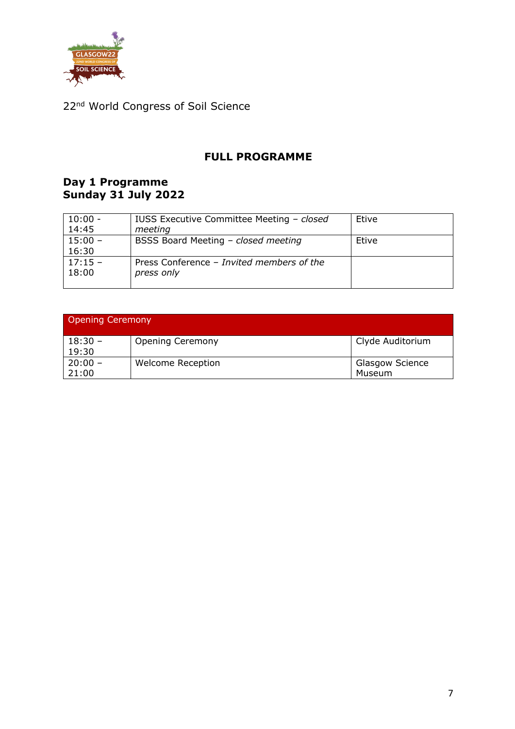22nd World Congress of Soil Science

## FULL PROGRAMME

### Day 1 Programme
### Sunday 31 July 2022

| | | |
|---|---|---|
| 10:00 - 14:45 | IUSS Executive Committee Meeting – *closed meeting* | Etive |
| 15:00 – 16:30 | BSSS Board Meeting – *closed meeting* | Etive |
| 17:15 – 18:00 | Press Conference – *Invited members of the press only* | |

| Opening Ceremony | | |
|---|---|---|
| 18:30 – 19:30 | Opening Ceremony | Clyde Auditorium |
| 20:00 – 21:00 | Welcome Reception | Glasgow Science Museum |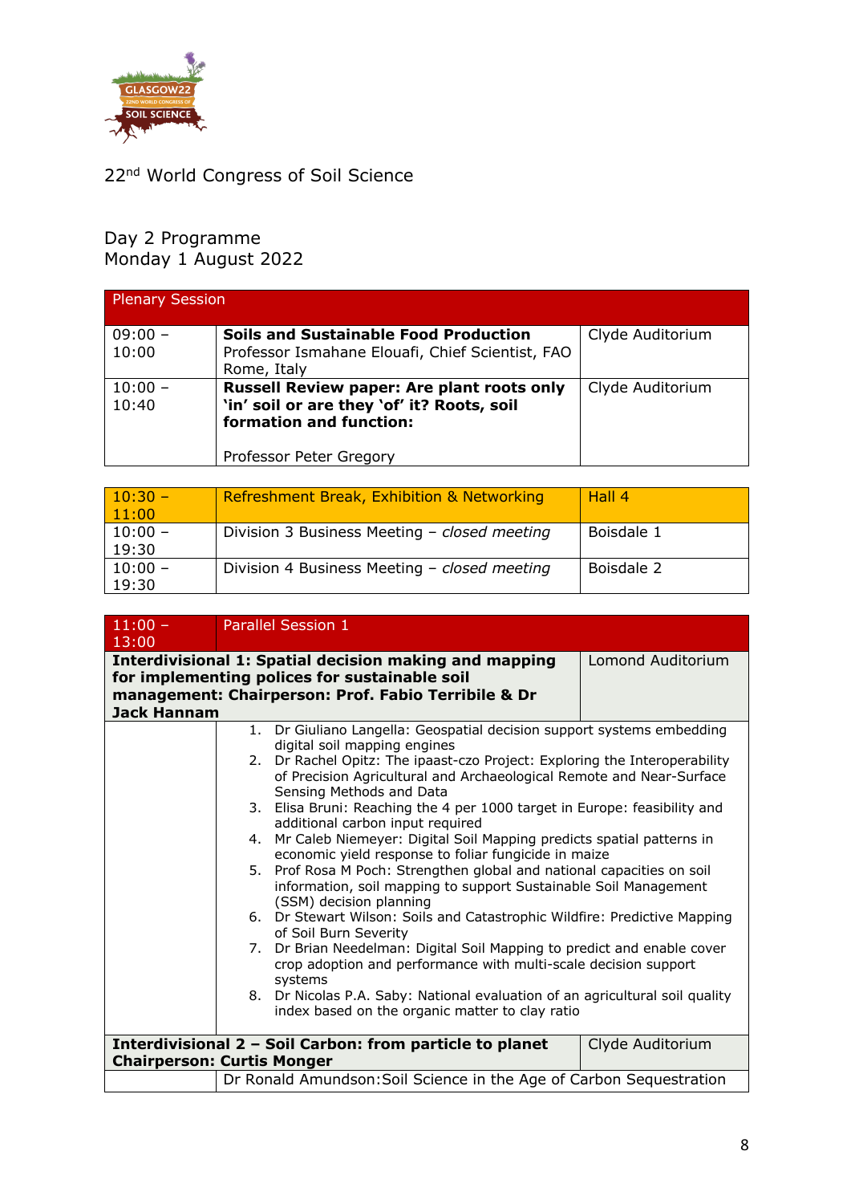22nd World Congress of Soil Science

## Day 2 Programme
Monday 1 August 2022

| Plenary Session | | |
|---|---|---|
| 09:00 – 10:00 | **Soils and Sustainable Food Production** Professor Ismahane Elouafi, Chief Scientist, FAO Rome, Italy | Clyde Auditorium |
| 10:00 – 10:40 | **Russell Review paper: Are plant roots only 'in' soil or are they 'of' it? Roots, soil formation and function:** Professor Peter Gregory | Clyde Auditorium |

| | | |
|---|---|---|
| 10:30 – 11:00 | Refreshment Break, Exhibition & Networking | Hall 4 |
| 10:00 – 19:30 | Division 3 Business Meeting – *closed meeting* | Boisdale 1 |
| 10:00 – 19:30 | Division 4 Business Meeting – *closed meeting* | Boisdale 2 |

| 11:00 – 13:00 | Parallel Session 1 | |
|---|---|---|
| **Interdivisional 1: Spatial decision making and mapping for implementing polices for sustainable soil management: Chairperson: Prof. Fabio Terribile & Dr Jack Hannam** | | Lomond Auditorium |
| | 1. Dr Giuliano Langella: Geospatial decision support systems embedding digital soil mapping engines<br>2. Dr Rachel Opitz: The ipaast-czo Project: Exploring the Interoperability of Precision Agricultural and Archaeological Remote and Near-Surface Sensing Methods and Data<br>3. Elisa Bruni: Reaching the 4 per 1000 target in Europe: feasibility and additional carbon input required<br>4. Mr Caleb Niemeyer: Digital Soil Mapping predicts spatial patterns in economic yield response to foliar fungicide in maize<br>5. Prof Rosa M Poch: Strengthen global and national capacities on soil information, soil mapping to support Sustainable Soil Management (SSM) decision planning<br>6. Dr Stewart Wilson: Soils and Catastrophic Wildfire: Predictive Mapping of Soil Burn Severity<br>7. Dr Brian Needelman: Digital Soil Mapping to predict and enable cover crop adoption and performance with multi-scale decision support systems<br>8. Dr Nicolas P.A. Saby: National evaluation of an agricultural soil quality index based on the organic matter to clay ratio | |
| **Interdivisional 2 – Soil Carbon: from particle to planet Chairperson: Curtis Monger** | | Clyde Auditorium |
| | Dr Ronald Amundson:Soil Science in the Age of Carbon Sequestration | |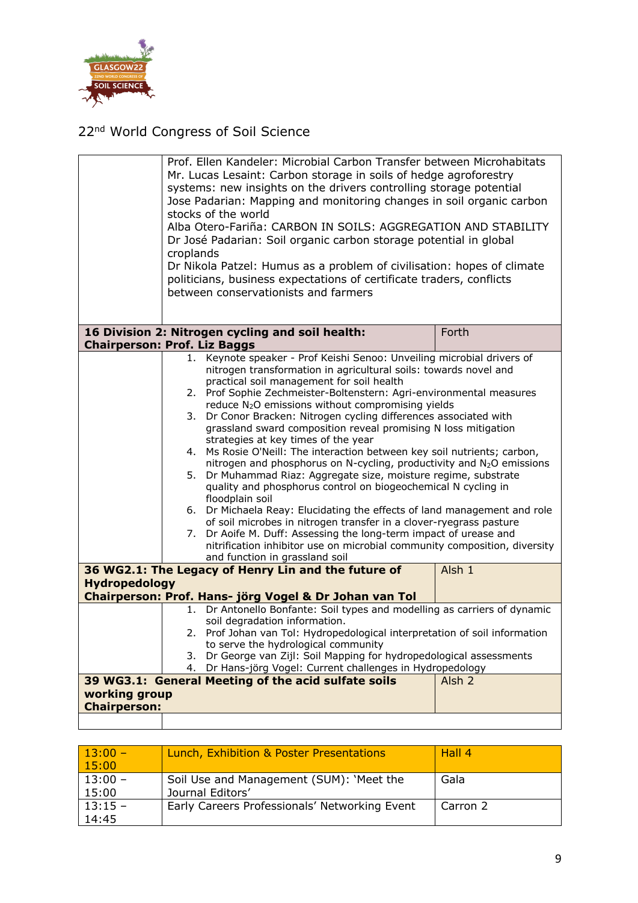22nd World Congress of Soil Science

| | | |
|---|---|---|
| | Prof. Ellen Kandeler: Microbial Carbon Transfer between Microhabitats<br>Mr. Lucas Lesaint: Carbon storage in soils of hedge agroforestry systems: new insights on the drivers controlling storage potential<br>Jose Padarian: Mapping and monitoring changes in soil organic carbon stocks of the world<br>Alba Otero-Fariña: CARBON IN SOILS: AGGREGATION AND STABILITY<br>Dr José Padarian: Soil organic carbon storage potential in global croplands<br>Dr Nikola Patzel: Humus as a problem of civilisation: hopes of climate politicians, business expectations of certificate traders, conflicts between conservationists and farmers | |
| **16 Division 2: Nitrogen cycling and soil health: Chairperson: Prof. Liz Baggs** | | Forth |
| | 1. Keynote speaker - Prof Keishi Senoo: Unveiling microbial drivers of nitrogen transformation in agricultural soils: towards novel and practical soil management for soil health<br>2. Prof Sophie Zechmeister-Boltenstern: Agri-environmental measures reduce $N_2O$ emissions without compromising yields<br>3. Dr Conor Bracken: Nitrogen cycling differences associated with grassland sward composition reveal promising N loss mitigation strategies at key times of the year<br>4. Ms Rosie O'Neill: The interaction between key soil nutrients; carbon, nitrogen and phosphorus on N-cycling, productivity and $N_2O$ emissions<br>5. Dr Muhammad Riaz: Aggregate size, moisture regime, substrate quality and phosphorus control on biogeochemical N cycling in floodplain soil<br>6. Dr Michaela Reay: Elucidating the effects of land management and role of soil microbes in nitrogen transfer in a clover-ryegrass pasture<br>7. Dr Aoife M. Duff: Assessing the long-term impact of urease and nitrification inhibitor use on microbial community composition, diversity and function in grassland soil | |
| **36 WG2.1: The Legacy of Henry Lin and the future of Hydropedology Chairperson: Prof. Hans- jörg Vogel & Dr Johan van Tol** | | Alsh 1 |
| | 1. Dr Antonello Bonfante: Soil types and modelling as carriers of dynamic soil degradation information.<br>2. Prof Johan van Tol: Hydropedological interpretation of soil information to serve the hydrological community<br>3. Dr George van Zijl: Soil Mapping for hydropedological assessments<br>4. Dr Hans-jörg Vogel: Current challenges in Hydropedology | |
| **39 WG3.1: General Meeting of the acid sulfate soils working group Chairperson:** | | Alsh 2 |
| | | |

| | | |
|---|---|---|
| 13:00 – 15:00 | Lunch, Exhibition & Poster Presentations | Hall 4 |
| 13:00 – 15:00 | Soil Use and Management (SUM): 'Meet the Journal Editors' | Gala |
| 13:15 – 14:45 | Early Careers Professionals' Networking Event | Carron 2 |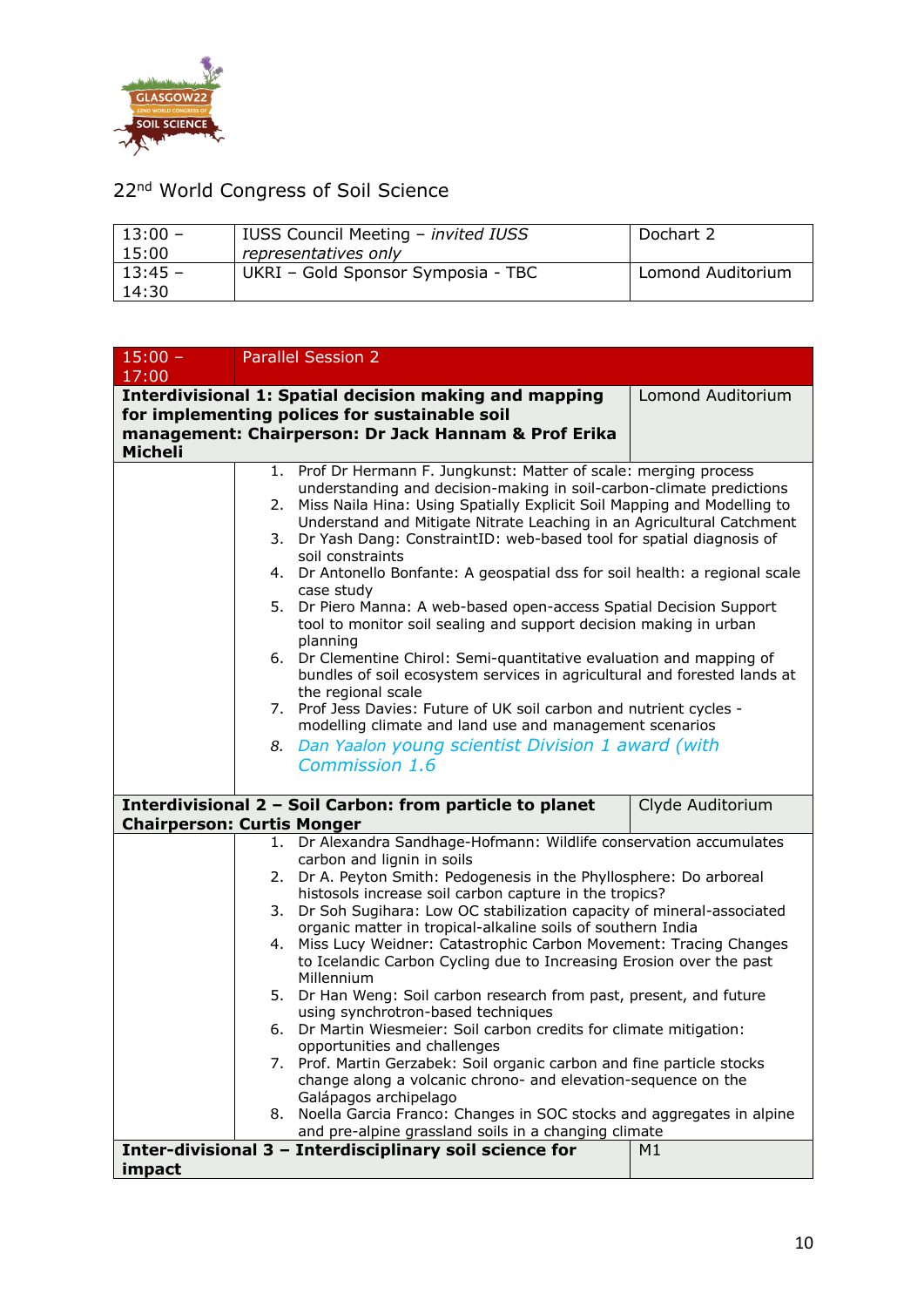22nd World Congress of Soil Science

| | | |
|---|---|---|
| 13:00 – 15:00 | IUSS Council Meeting – *invited IUSS representatives only* | Dochart 2 |
| 13:45 – 14:30 | UKRI – Gold Sponsor Symposia - TBC | Lomond Auditorium |

| 15:00 – 17:00 | Parallel Session 2 | |
|---|---|---|
| **Interdivisional 1: Spatial decision making and mapping for implementing polices for sustainable soil management: Chairperson: Dr Jack Hannam & Prof Erika Micheli** | | Lomond Auditorium |
| | 1. Prof Dr Hermann F. Jungkunst: Matter of scale: merging process understanding and decision-making in soil-carbon-climate predictions<br>2. Miss Naila Hina: Using Spatially Explicit Soil Mapping and Modelling to Understand and Mitigate Nitrate Leaching in an Agricultural Catchment<br>3. Dr Yash Dang: ConstraintID: web-based tool for spatial diagnosis of soil constraints<br>4. Dr Antonello Bonfante: A geospatial dss for soil health: a regional scale case study<br>5. Dr Piero Manna: A web-based open-access Spatial Decision Support tool to monitor soil sealing and support decision making in urban planning<br>6. Dr Clementine Chirol: Semi-quantitative evaluation and mapping of bundles of soil ecosystem services in agricultural and forested lands at the regional scale<br>7. Prof Jess Davies: Future of UK soil carbon and nutrient cycles - modelling climate and land use and management scenarios<br>8. *Dan Yaalon young scientist Division 1 award (with Commission 1.6* | |
| **Interdivisional 2 – Soil Carbon: from particle to planet Chairperson: Curtis Monger** | | Clyde Auditorium |
| | 1. Dr Alexandra Sandhage-Hofmann: Wildlife conservation accumulates carbon and lignin in soils<br>2. Dr A. Peyton Smith: Pedogenesis in the Phyllosphere: Do arboreal histosols increase soil carbon capture in the tropics?<br>3. Dr Soh Sugihara: Low OC stabilization capacity of mineral-associated organic matter in tropical-alkaline soils of southern India<br>4. Miss Lucy Weidner: Catastrophic Carbon Movement: Tracing Changes to Icelandic Carbon Cycling due to Increasing Erosion over the past Millennium<br>5. Dr Han Weng: Soil carbon research from past, present, and future using synchrotron-based techniques<br>6. Dr Martin Wiesmeier: Soil carbon credits for climate mitigation: opportunities and challenges<br>7. Prof. Martin Gerzabek: Soil organic carbon and fine particle stocks change along a volcanic chrono- and elevation-sequence on the Galápagos archipelago<br>8. Noella Garcia Franco: Changes in SOC stocks and aggregates in alpine and pre-alpine grassland soils in a changing climate | |
| **Inter-divisional 3 – Interdisciplinary soil science for impact** | | M1 |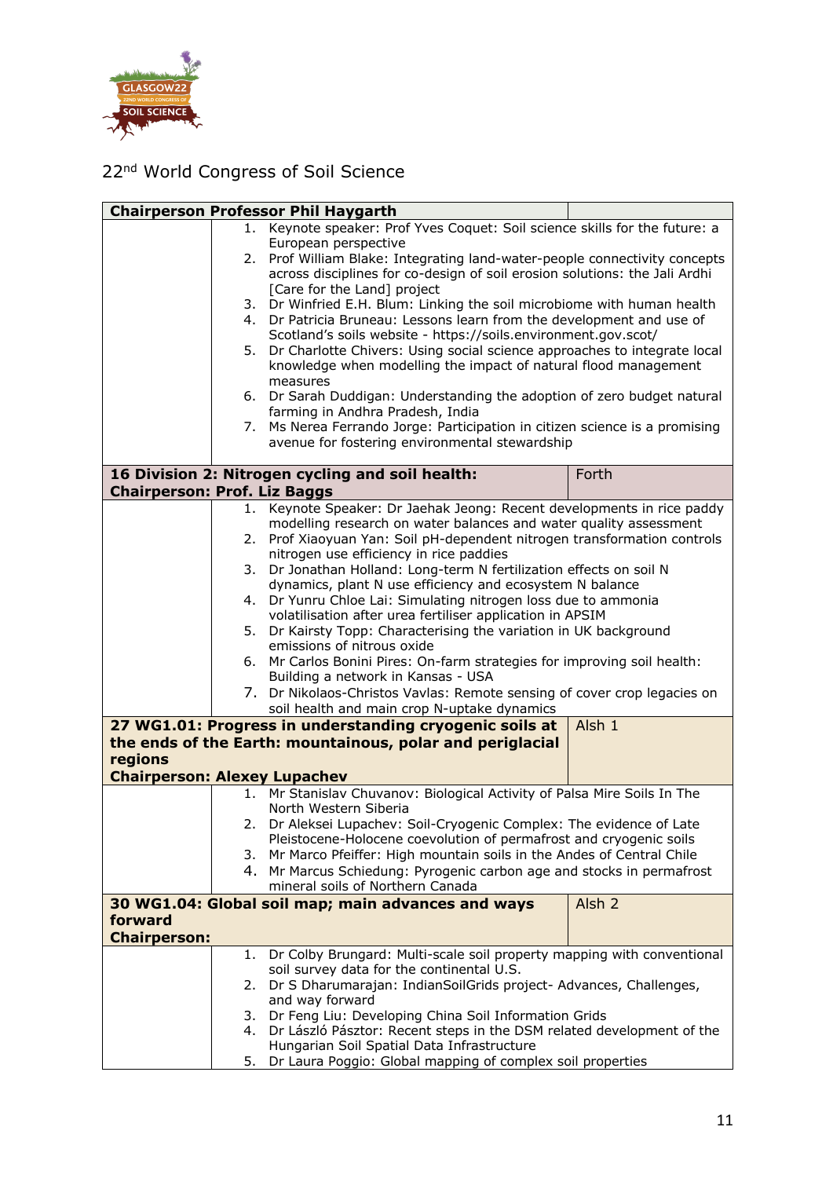22nd World Congress of Soil Science

| Chairperson Professor Phil Haygarth | | |
|---|---|---|
| | 1. Keynote speaker: Prof Yves Coquet: Soil science skills for the future: a European perspective<br>2. Prof William Blake: Integrating land-water-people connectivity concepts across disciplines for co-design of soil erosion solutions: the Jali Ardhi [Care for the Land] project<br>3. Dr Winfried E.H. Blum: Linking the soil microbiome with human health<br>4. Dr Patricia Bruneau: Lessons learn from the development and use of Scotland's soils website - https://soils.environment.gov.scot/<br>5. Dr Charlotte Chivers: Using social science approaches to integrate local knowledge when modelling the impact of natural flood management measures<br>6. Dr Sarah Duddigan: Understanding the adoption of zero budget natural farming in Andhra Pradesh, India<br>7. Ms Nerea Ferrando Jorge: Participation in citizen science is a promising avenue for fostering environmental stewardship | |
| **16 Division 2: Nitrogen cycling and soil health: Chairperson: Prof. Liz Baggs** | | Forth |
| | 1. Keynote Speaker: Dr Jaehak Jeong: Recent developments in rice paddy modelling research on water balances and water quality assessment<br>2. Prof Xiaoyuan Yan: Soil pH-dependent nitrogen transformation controls nitrogen use efficiency in rice paddies<br>3. Dr Jonathan Holland: Long-term N fertilization effects on soil N dynamics, plant N use efficiency and ecosystem N balance<br>4. Dr Yunru Chloe Lai: Simulating nitrogen loss due to ammonia volatilisation after urea fertiliser application in APSIM<br>5. Dr Kairsty Topp: Characterising the variation in UK background emissions of nitrous oxide<br>6. Mr Carlos Bonini Pires: On-farm strategies for improving soil health: Building a network in Kansas - USA<br>7. Dr Nikolaos-Christos Vavlas: Remote sensing of cover crop legacies on soil health and main crop N-uptake dynamics | |
| **27 WG1.01: Progress in understanding cryogenic soils at the ends of the Earth: mountainous, polar and periglacial regions Chairperson: Alexey Lupachev** | | Alsh 1 |
| | 1. Mr Stanislav Chuvanov: Biological Activity of Palsa Mire Soils In The North Western Siberia<br>2. Dr Aleksei Lupachev: Soil-Cryogenic Complex: The evidence of Late Pleistocene-Holocene coevolution of permafrost and cryogenic soils<br>3. Mr Marco Pfeiffer: High mountain soils in the Andes of Central Chile<br>4. Mr Marcus Schiedung: Pyrogenic carbon age and stocks in permafrost mineral soils of Northern Canada | |
| **30 WG1.04: Global soil map; main advances and ways forward Chairperson:** | | Alsh 2 |
| | 1. Dr Colby Brungard: Multi-scale soil property mapping with conventional soil survey data for the continental U.S.<br>2. Dr S Dharumarajan: IndianSoilGrids project- Advances, Challenges, and way forward<br>3. Dr Feng Liu: Developing China Soil Information Grids<br>4. Dr László Pásztor: Recent steps in the DSM related development of the Hungarian Soil Spatial Data Infrastructure<br>5. Dr Laura Poggio: Global mapping of complex soil properties | |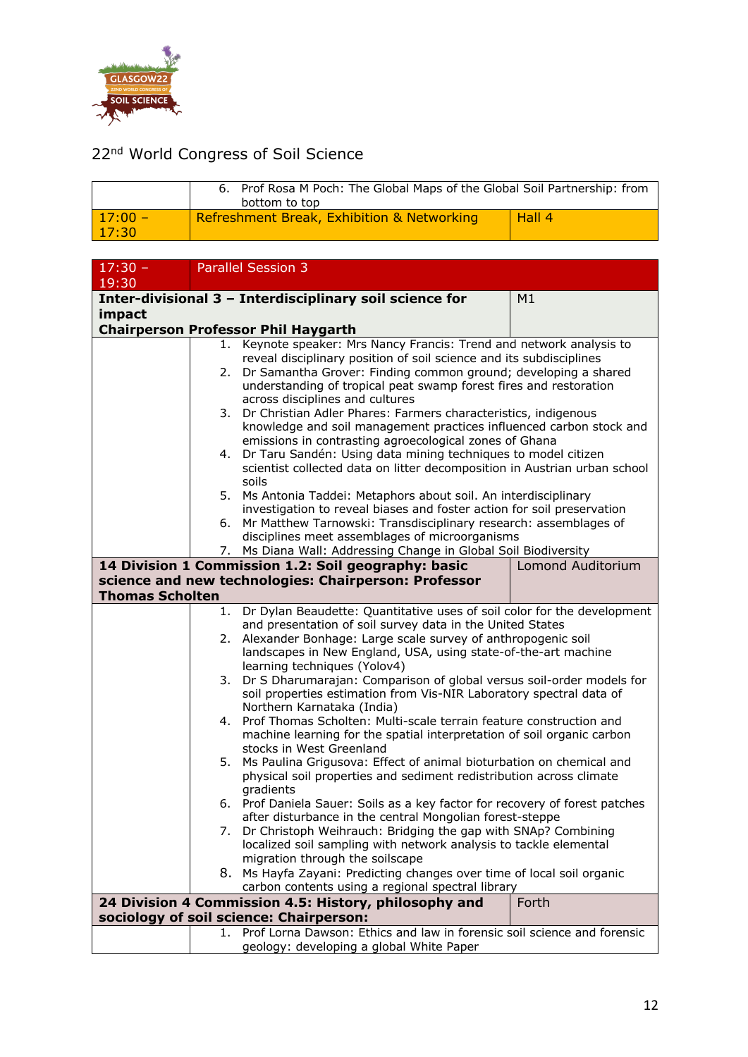22nd World Congress of Soil Science

| | | |
|---|---|---|
| | 6. Prof Rosa M Poch: The Global Maps of the Global Soil Partnership: from bottom to top | |
| 17:00 – 17:30 | Refreshment Break, Exhibition & Networking | Hall 4 |

| | | |
|---|---|---|
| 17:30 – 19:30 | Parallel Session 3 | |
| **Inter-divisional 3 – Interdisciplinary soil science for impact Chairperson Professor Phil Haygarth** | | M1 |
| | 1. Keynote speaker: Mrs Nancy Francis: Trend and network analysis to reveal disciplinary position of soil science and its subdisciplines<br>2. Dr Samantha Grover: Finding common ground; developing a shared understanding of tropical peat swamp forest fires and restoration across disciplines and cultures<br>3. Dr Christian Adler Phares: Farmers characteristics, indigenous knowledge and soil management practices influenced carbon stock and emissions in contrasting agroecological zones of Ghana<br>4. Dr Taru Sandén: Using data mining techniques to model citizen scientist collected data on litter decomposition in Austrian urban school soils<br>5. Ms Antonia Taddei: Metaphors about soil. An interdisciplinary investigation to reveal biases and foster action for soil preservation<br>6. Mr Matthew Tarnowski: Transdisciplinary research: assemblages of disciplines meet assemblages of microorganisms<br>7. Ms Diana Wall: Addressing Change in Global Soil Biodiversity | |
| **14 Division 1 Commission 1.2: Soil geography: basic science and new technologies: Chairperson: Professor Thomas Scholten** | | Lomond Auditorium |
| | 1. Dr Dylan Beaudette: Quantitative uses of soil color for the development and presentation of soil survey data in the United States<br>2. Alexander Bonhage: Large scale survey of anthropogenic soil landscapes in New England, USA, using state-of-the-art machine learning techniques (Yolov4)<br>3. Dr S Dharumarajan: Comparison of global versus soil-order models for soil properties estimation from Vis-NIR Laboratory spectral data of Northern Karnataka (India)<br>4. Prof Thomas Scholten: Multi-scale terrain feature construction and machine learning for the spatial interpretation of soil organic carbon stocks in West Greenland<br>5. Ms Paulina Grigusova: Effect of animal bioturbation on chemical and physical soil properties and sediment redistribution across climate gradients<br>6. Prof Daniela Sauer: Soils as a key factor for recovery of forest patches after disturbance in the central Mongolian forest-steppe<br>7. Dr Christoph Weihrauch: Bridging the gap with SNAp? Combining localized soil sampling with network analysis to tackle elemental migration through the soilscape<br>8. Ms Hayfa Zayani: Predicting changes over time of local soil organic carbon contents using a regional spectral library | |
| **24 Division 4 Commission 4.5: History, philosophy and sociology of soil science: Chairperson:** | | Forth |
| | 1. Prof Lorna Dawson: Ethics and law in forensic soil science and forensic geology: developing a global White Paper | |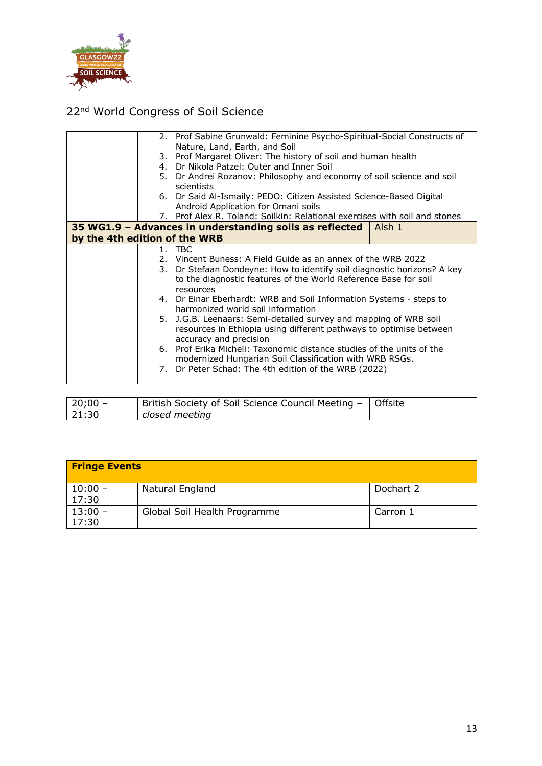22nd World Congress of Soil Science

| | | |
|---|---|---|
| | 2. Prof Sabine Grunwald: Feminine Psycho-Spiritual-Social Constructs of Nature, Land, Earth, and Soil<br>3. Prof Margaret Oliver: The history of soil and human health<br>4. Dr Nikola Patzel: Outer and Inner Soil<br>5. Dr Andrei Rozanov: Philosophy and economy of soil science and soil scientists<br>6. Dr Said Al-Ismaily: PEDO: Citizen Assisted Science-Based Digital Android Application for Omani soils<br>7. Prof Alex R. Toland: Soilkin: Relational exercises with soil and stones | |
| **35 WG1.9 – Advances in understanding soils as reflected by the 4th edition of the WRB** | | Alsh 1 |
| | 1. TBC<br>2. Vincent Buness: A Field Guide as an annex of the WRB 2022<br>3. Dr Stefaan Dondeyne: How to identify soil diagnostic horizons? A key to the diagnostic features of the World Reference Base for soil resources<br>4. Dr Einar Eberhardt: WRB and Soil Information Systems - steps to harmonized world soil information<br>5. J.G.B. Leenaars: Semi-detailed survey and mapping of WRB soil resources in Ethiopia using different pathways to optimise between accuracy and precision<br>6. Prof Erika Micheli: Taxonomic distance studies of the units of the modernized Hungarian Soil Classification with WRB RSGs.<br>7. Dr Peter Schad: The 4th edition of the WRB (2022) | |

| | | |
|---|---|---|
| 20;00 – 21:30 | British Society of Soil Science Council Meeting – *closed meeting* | Offsite |

| **Fringe Events** | | |
|---|---|---|
| 10:00 – 17:30 | Natural England | Dochart 2 |
| 13:00 – 17:30 | Global Soil Health Programme | Carron 1 |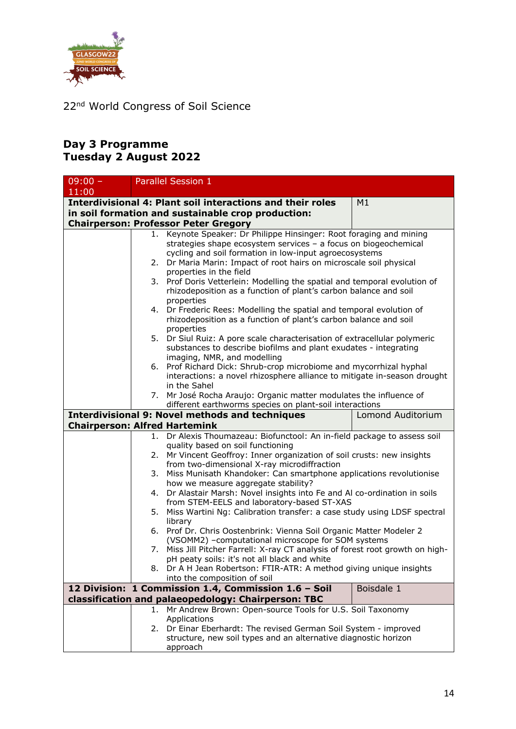22nd World Congress of Soil Science

## Day 3 Programme
## Tuesday 2 August 2022

| 09:00 – 11:00 | Parallel Session 1 | |
|---|---|---|
| **Interdivisional 4: Plant soil interactions and their roles in soil formation and sustainable crop production: Chairperson: Professor Peter Gregory** | | M1 |
| | 1. Keynote Speaker: Dr Philippe Hinsinger: Root foraging and mining strategies shape ecosystem services – a focus on biogeochemical cycling and soil formation in low-input agroecosystems<br>2. Dr Maria Marin: Impact of root hairs on microscale soil physical properties in the field<br>3. Prof Doris Vetterlein: Modelling the spatial and temporal evolution of rhizodeposition as a function of plant's carbon balance and soil properties<br>4. Dr Frederic Rees: Modelling the spatial and temporal evolution of rhizodeposition as a function of plant's carbon balance and soil properties<br>5. Dr Siul Ruiz: A pore scale characterisation of extracellular polymeric substances to describe biofilms and plant exudates - integrating imaging, NMR, and modelling<br>6. Prof Richard Dick: Shrub-crop microbiome and mycorrhizal hyphal interactions: a novel rhizosphere alliance to mitigate in-season drought in the Sahel<br>7. Mr José Rocha Araujo: Organic matter modulates the influence of different earthworms species on plant-soil interactions | |
| **Interdivisional 9: Novel methods and techniques Chairperson: Alfred Hartemink** | | Lomond Auditorium |
| | 1. Dr Alexis Thoumazeau: Biofunctool: An in-field package to assess soil quality based on soil functioning<br>2. Mr Vincent Geoffroy: Inner organization of soil crusts: new insights from two-dimensional X-ray microdiffraction<br>3. Miss Munisath Khandoker: Can smartphone applications revolutionise how we measure aggregate stability?<br>4. Dr Alastair Marsh: Novel insights into Fe and Al co-ordination in soils from STEM-EELS and laboratory-based ST-XAS<br>5. Miss Wartini Ng: Calibration transfer: a case study using LDSF spectral library<br>6. Prof Dr. Chris Oostenbrink: Vienna Soil Organic Matter Modeler 2 (VSOMM2) –computational microscope for SOM systems<br>7. Miss Jill Pitcher Farrell: X-ray CT analysis of forest root growth on high-pH peaty soils: it's not all black and white<br>8. Dr A H Jean Robertson: FTIR-ATR: A method giving unique insights into the composition of soil | |
| **12 Division: 1 Commission 1.4, Commission 1.6 – Soil classification and palaeopedology: Chairperson: TBC** | | Boisdale 1 |
| | 1. Mr Andrew Brown: Open-source Tools for U.S. Soil Taxonomy Applications<br>2. Dr Einar Eberhardt: The revised German Soil System - improved structure, new soil types and an alternative diagnostic horizon approach | |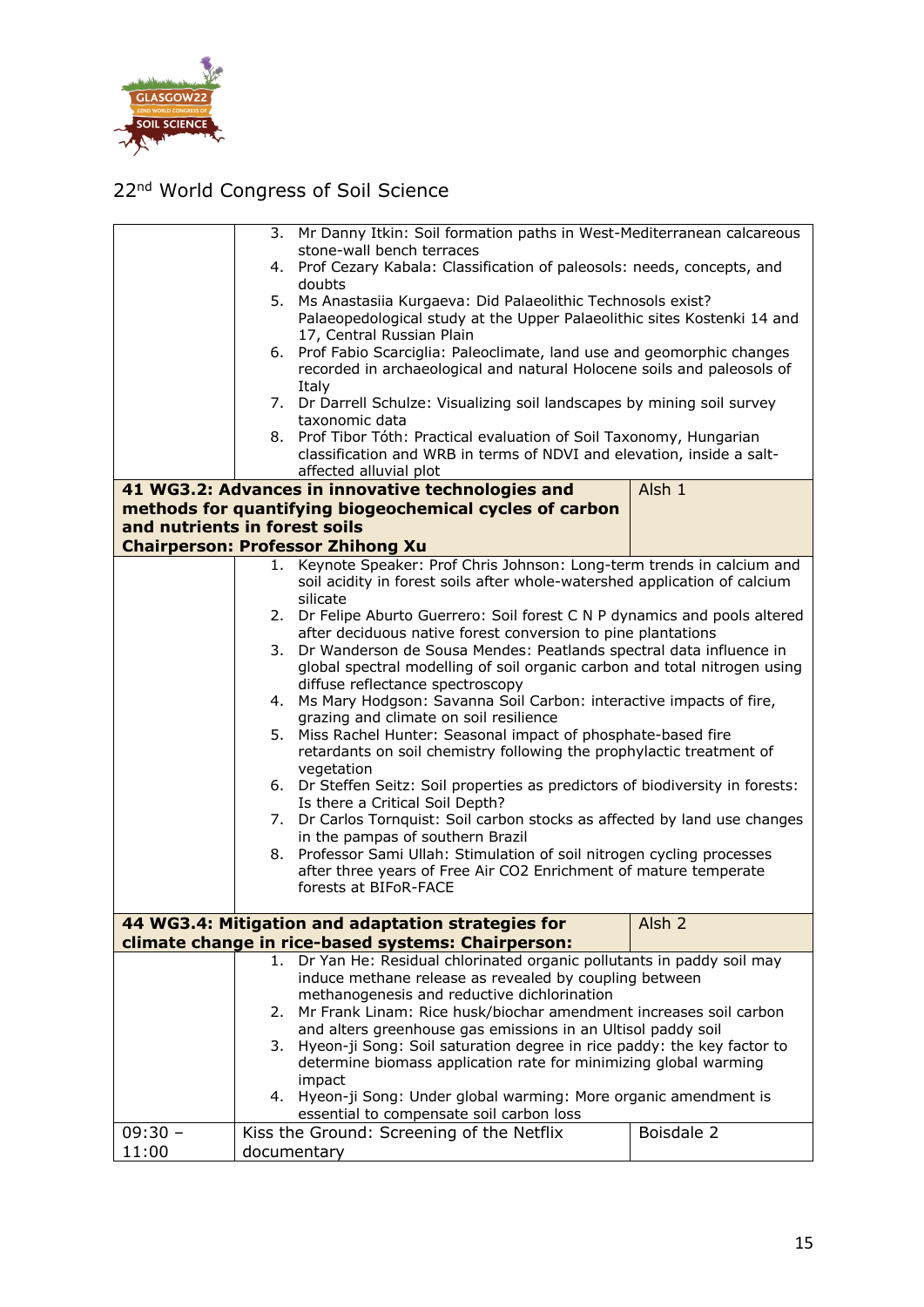| | | |
|---|---|---|
| | 3. Mr Danny Itkin: Soil formation paths in West-Mediterranean calcareous stone-wall bench terraces<br>4. Prof Cezary Kabala: Classification of paleosols: needs, concepts, and doubts<br>5. Ms Anastasiia Kurgaeva: Did Palaeolithic Technosols exist? Palaeopedological study at the Upper Palaeolithic sites Kostenki 14 and 17, Central Russian Plain<br>6. Prof Fabio Scarciglia: Paleoclimate, land use and geomorphic changes recorded in archaeological and natural Holocene soils and paleosols of Italy<br>7. Dr Darrell Schulze: Visualizing soil landscapes by mining soil survey taxonomic data<br>8. Prof Tibor Tóth: Practical evaluation of Soil Taxonomy, Hungarian classification and WRB in terms of NDVI and elevation, inside a salt-affected alluvial plot | |
| **41 WG3.2: Advances in innovative technologies and methods for quantifying biogeochemical cycles of carbon and nutrients in forest soils**<br>**Chairperson: Professor Zhihong Xu** | | Alsh 1 |
| | 1. Keynote Speaker: Prof Chris Johnson: Long-term trends in calcium and soil acidity in forest soils after whole-watershed application of calcium silicate<br>2. Dr Felipe Aburto Guerrero: Soil forest C N P dynamics and pools altered after deciduous native forest conversion to pine plantations<br>3. Dr Wanderson de Sousa Mendes: Peatlands spectral data influence in global spectral modelling of soil organic carbon and total nitrogen using diffuse reflectance spectroscopy<br>4. Ms Mary Hodgson: Savanna Soil Carbon: interactive impacts of fire, grazing and climate on soil resilience<br>5. Miss Rachel Hunter: Seasonal impact of phosphate-based fire retardants on soil chemistry following the prophylactic treatment of vegetation<br>6. Dr Steffen Seitz: Soil properties as predictors of biodiversity in forests: Is there a Critical Soil Depth?<br>7. Dr Carlos Tornquist: Soil carbon stocks as affected by land use changes in the pampas of southern Brazil<br>8. Professor Sami Ullah: Stimulation of soil nitrogen cycling processes after three years of Free Air CO2 Enrichment of mature temperate forests at BIFoR-FACE | |
| **44 WG3.4: Mitigation and adaptation strategies for climate change in rice-based systems: Chairperson:** | | Alsh 2 |
| | 1. Dr Yan He: Residual chlorinated organic pollutants in paddy soil may induce methane release as revealed by coupling between methanogenesis and reductive dichlorination<br>2. Mr Frank Linam: Rice husk/biochar amendment increases soil carbon and alters greenhouse gas emissions in an Ultisol paddy soil<br>3. Hyeon-ji Song: Soil saturation degree in rice paddy: the key factor to determine biomass application rate for minimizing global warming impact<br>4. Hyeon-ji Song: Under global warming: More organic amendment is essential to compensate soil carbon loss | |
| 09:30 – 11:00 | Kiss the Ground: Screening of the Netflix documentary | Boisdale 2 |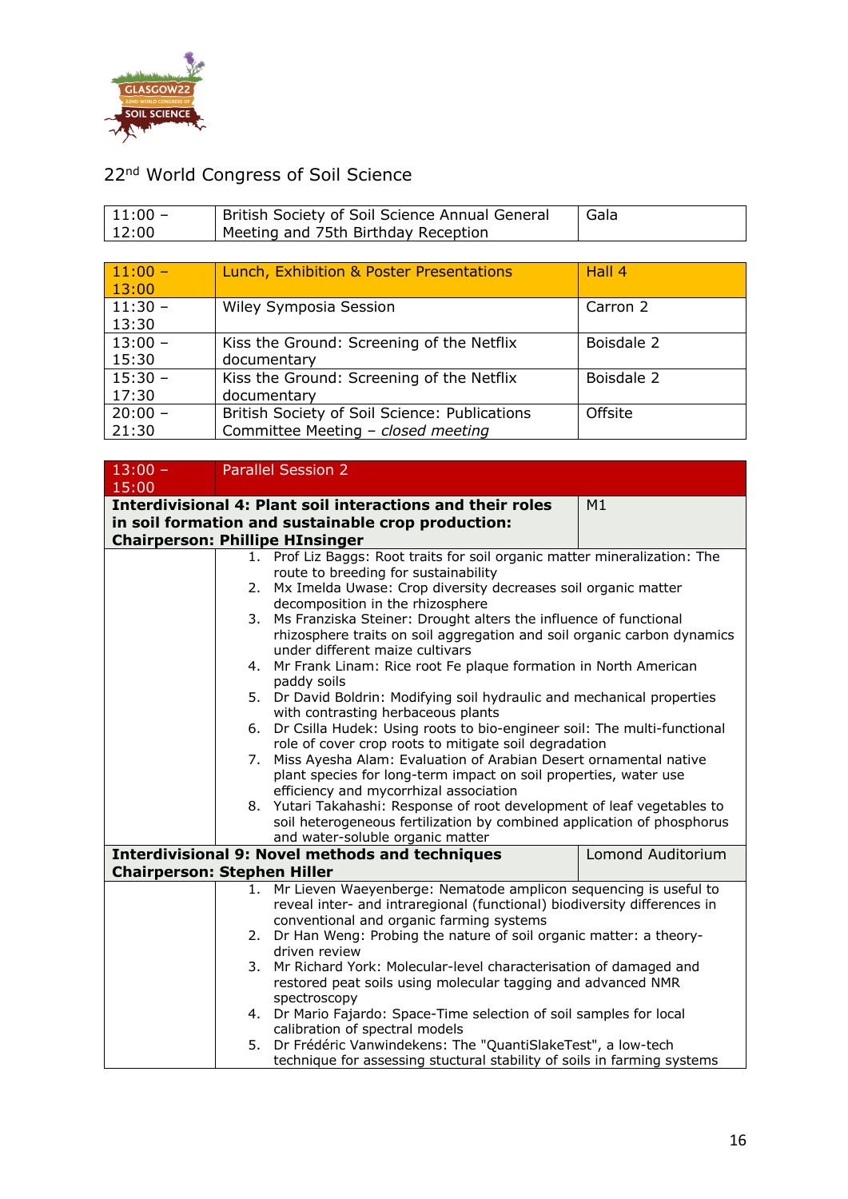22nd World Congress of Soil Science

| 11:00 – 12:00 | British Society of Soil Science Annual General Meeting and 75th Birthday Reception | Gala |
|---|---|---|

| 11:00 – 13:00 | Lunch, Exhibition & Poster Presentations | Hall 4 |
|---|---|---|
| 11:30 – 13:30 | Wiley Symposia Session | Carron 2 |
| 13:00 – 15:30 | Kiss the Ground: Screening of the Netflix documentary | Boisdale 2 |
| 15:30 – 17:30 | Kiss the Ground: Screening of the Netflix documentary | Boisdale 2 |
| 20:00 – 21:30 | British Society of Soil Science: Publications Committee Meeting – *closed meeting* | Offsite |

| 13:00 – 15:00 | Parallel Session 2 | |
|---|---|---|
| **Interdivisional 4: Plant soil interactions and their roles in soil formation and sustainable crop production: Chairperson: Phillipe HInsinger** | | M1 |
| | 1. Prof Liz Baggs: Root traits for soil organic matter mineralization: The route to breeding for sustainability<br>2. Mx Imelda Uwase: Crop diversity decreases soil organic matter decomposition in the rhizosphere<br>3. Ms Franziska Steiner: Drought alters the influence of functional rhizosphere traits on soil aggregation and soil organic carbon dynamics under different maize cultivars<br>4. Mr Frank Linam: Rice root Fe plaque formation in North American paddy soils<br>5. Dr David Boldrin: Modifying soil hydraulic and mechanical properties with contrasting herbaceous plants<br>6. Dr Csilla Hudek: Using roots to bio-engineer soil: The multi-functional role of cover crop roots to mitigate soil degradation<br>7. Miss Ayesha Alam: Evaluation of Arabian Desert ornamental native plant species for long-term impact on soil properties, water use efficiency and mycorrhizal association<br>8. Yutari Takahashi: Response of root development of leaf vegetables to soil heterogeneous fertilization by combined application of phosphorus and water-soluble organic matter | |
| **Interdivisional 9: Novel methods and techniques Chairperson: Stephen Hiller** | | Lomond Auditorium |
| | 1. Mr Lieven Waeyenberge: Nematode amplicon sequencing is useful to reveal inter- and intraregional (functional) biodiversity differences in conventional and organic farming systems<br>2. Dr Han Weng: Probing the nature of soil organic matter: a theory-driven review<br>3. Mr Richard York: Molecular-level characterisation of damaged and restored peat soils using molecular tagging and advanced NMR spectroscopy<br>4. Dr Mario Fajardo: Space-Time selection of soil samples for local calibration of spectral models<br>5. Dr Frédéric Vanwindekens: The "QuantiSlakeTest", a low-tech technique for assessing stuctural stability of soils in farming systems | |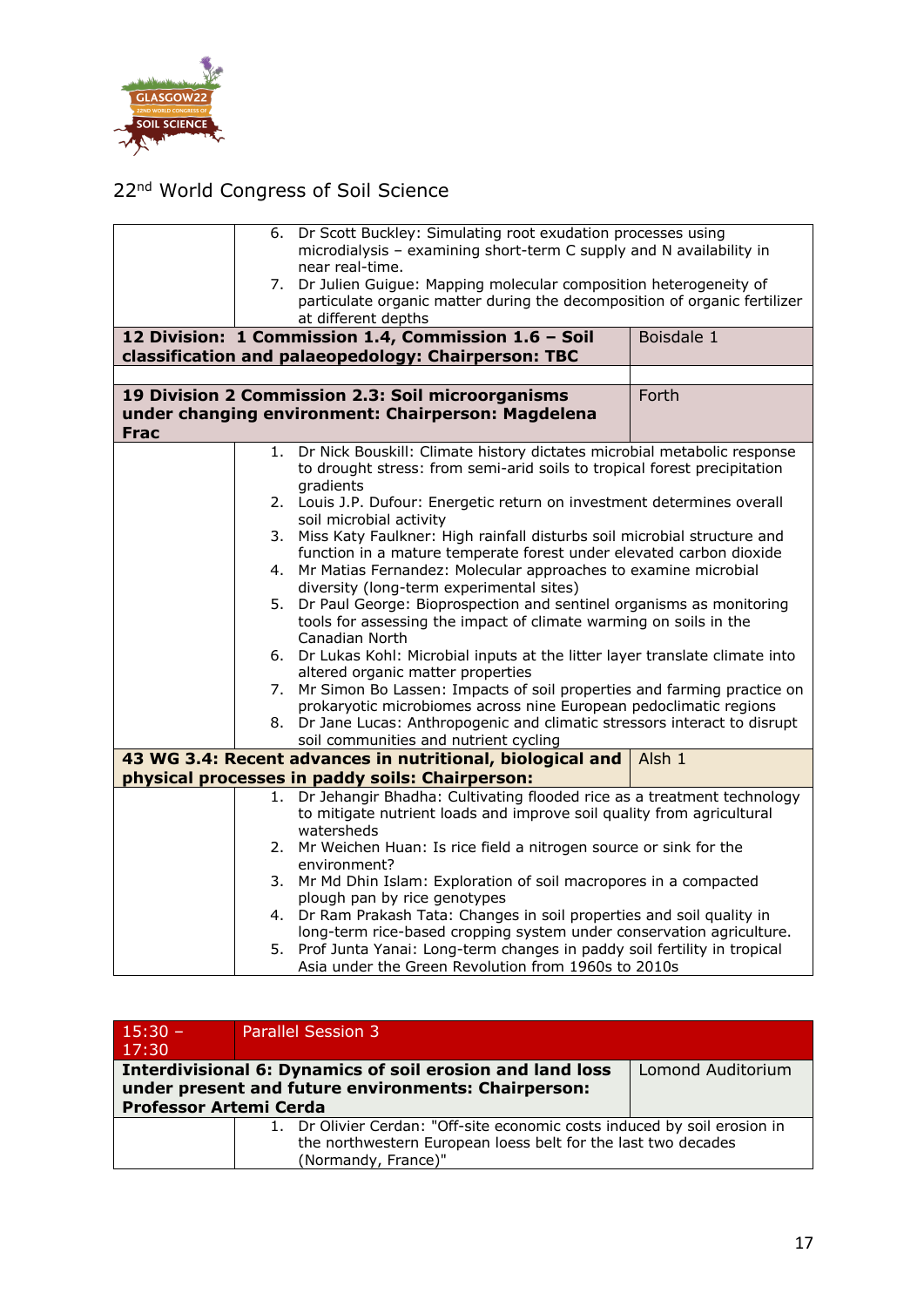| | | |
|---|---|---|
| | 6. Dr Scott Buckley: Simulating root exudation processes using microdialysis – examining short-term C supply and N availability in near real-time.<br>7. Dr Julien Guigue: Mapping molecular composition heterogeneity of particulate organic matter during the decomposition of organic fertilizer at different depths | |
| **12 Division: 1 Commission 1.4, Commission 1.6 – Soil classification and palaeopedology: Chairperson: TBC** | | Boisdale 1 |
| | | |
| **19 Division 2 Commission 2.3: Soil microorganisms under changing environment: Chairperson: Magdelena Frac** | | Forth |
| | 1. Dr Nick Bouskill: Climate history dictates microbial metabolic response to drought stress: from semi-arid soils to tropical forest precipitation gradients<br>2. Louis J.P. Dufour: Energetic return on investment determines overall soil microbial activity<br>3. Miss Katy Faulkner: High rainfall disturbs soil microbial structure and function in a mature temperate forest under elevated carbon dioxide<br>4. Mr Matias Fernandez: Molecular approaches to examine microbial diversity (long-term experimental sites)<br>5. Dr Paul George: Bioprospection and sentinel organisms as monitoring tools for assessing the impact of climate warming on soils in the Canadian North<br>6. Dr Lukas Kohl: Microbial inputs at the litter layer translate climate into altered organic matter properties<br>7. Mr Simon Bo Lassen: Impacts of soil properties and farming practice on prokaryotic microbiomes across nine European pedoclimatic regions<br>8. Dr Jane Lucas: Anthropogenic and climatic stressors interact to disrupt soil communities and nutrient cycling | |
| **43 WG 3.4: Recent advances in nutritional, biological and physical processes in paddy soils: Chairperson:** | | Alsh 1 |
| | 1. Dr Jehangir Bhadha: Cultivating flooded rice as a treatment technology to mitigate nutrient loads and improve soil quality from agricultural watersheds<br>2. Mr Weichen Huan: Is rice field a nitrogen source or sink for the environment?<br>3. Mr Md Dhin Islam: Exploration of soil macropores in a compacted plough pan by rice genotypes<br>4. Dr Ram Prakash Tata: Changes in soil properties and soil quality in long-term rice-based cropping system under conservation agriculture.<br>5. Prof Junta Yanai: Long-term changes in paddy soil fertility in tropical Asia under the Green Revolution from 1960s to 2010s | |

| 15:30 – 17:30 | Parallel Session 3 | |
|---|---|---|
| **Interdivisional 6: Dynamics of soil erosion and land loss under present and future environments: Chairperson: Professor Artemi Cerda** | | Lomond Auditorium |
| | 1. Dr Olivier Cerdan: "Off-site economic costs induced by soil erosion in the northwestern European loess belt for the last two decades (Normandy, France)" | |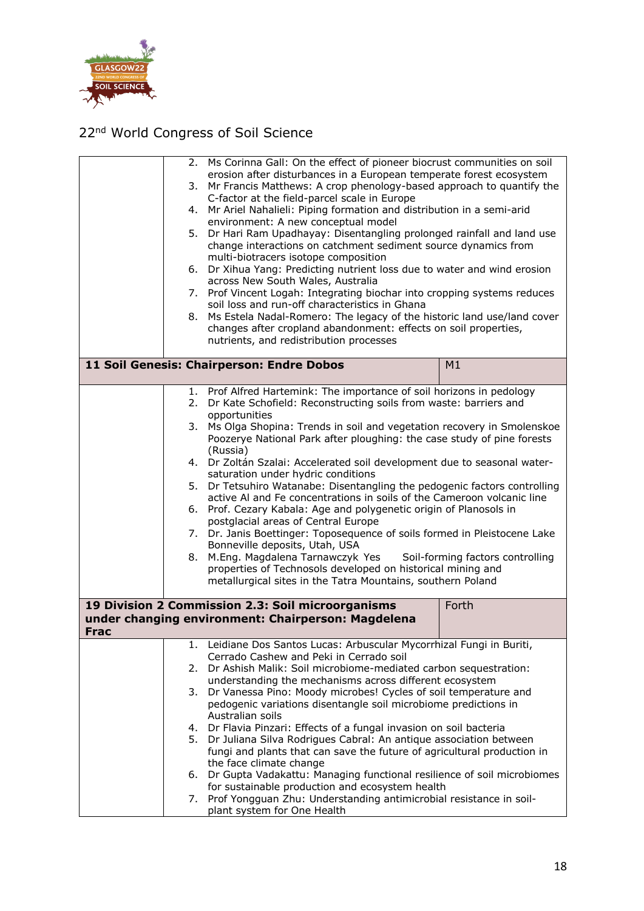| | | |
|---|---|---|
| | 2. Ms Corinna Gall: On the effect of pioneer biocrust communities on soil erosion after disturbances in a European temperate forest ecosystem<br>3. Mr Francis Matthews: A crop phenology-based approach to quantify the C-factor at the field-parcel scale in Europe<br>4. Mr Ariel Nahalieli: Piping formation and distribution in a semi-arid environment: A new conceptual model<br>5. Dr Hari Ram Upadhayay: Disentangling prolonged rainfall and land use change interactions on catchment sediment source dynamics from multi-biotracers isotope composition<br>6. Dr Xihua Yang: Predicting nutrient loss due to water and wind erosion across New South Wales, Australia<br>7. Prof Vincent Logah: Integrating biochar into cropping systems reduces soil loss and run-off characteristics in Ghana<br>8. Ms Estela Nadal-Romero: The legacy of the historic land use/land cover changes after cropland abandonment: effects on soil properties, nutrients, and redistribution processes | |
| **11 Soil Genesis: Chairperson: Endre Dobos** | | M1 |
| | 1. Prof Alfred Hartemink: The importance of soil horizons in pedology<br>2. Dr Kate Schofield: Reconstructing soils from waste: barriers and opportunities<br>3. Ms Olga Shopina: Trends in soil and vegetation recovery in Smolenskoe Poozerye National Park after ploughing: the case study of pine forests (Russia)<br>4. Dr Zoltán Szalai: Accelerated soil development due to seasonal water-saturation under hydric conditions<br>5. Dr Tetsuhiro Watanabe: Disentangling the pedogenic factors controlling active Al and Fe concentrations in soils of the Cameroon volcanic line<br>6. Prof. Cezary Kabala: Age and polygenetic origin of Planosols in postglacial areas of Central Europe<br>7. Dr. Janis Boettinger: Toposequence of soils formed in Pleistocene Lake Bonneville deposits, Utah, USA<br>8. M.Eng. Magdalena Tarnawczyk Yes Soil-forming factors controlling properties of Technosols developed on historical mining and metallurgical sites in the Tatra Mountains, southern Poland | |
| **19 Division 2 Commission 2.3: Soil microorganisms under changing environment: Chairperson: Magdelena Frac** | | Forth |
| | 1. Leidiane Dos Santos Lucas: Arbuscular Mycorrhizal Fungi in Buriti, Cerrado Cashew and Peki in Cerrado soil<br>2. Dr Ashish Malik: Soil microbiome-mediated carbon sequestration: understanding the mechanisms across different ecosystem<br>3. Dr Vanessa Pino: Moody microbes! Cycles of soil temperature and pedogenic variations disentangle soil microbiome predictions in Australian soils<br>4. Dr Flavia Pinzari: Effects of a fungal invasion on soil bacteria<br>5. Dr Juliana Silva Rodrigues Cabral: An antique association between fungi and plants that can save the future of agricultural production in the face climate change<br>6. Dr Gupta Vadakattu: Managing functional resilience of soil microbiomes for sustainable production and ecosystem health<br>7. Prof Yongguan Zhu: Understanding antimicrobial resistance in soil-plant system for One Health | |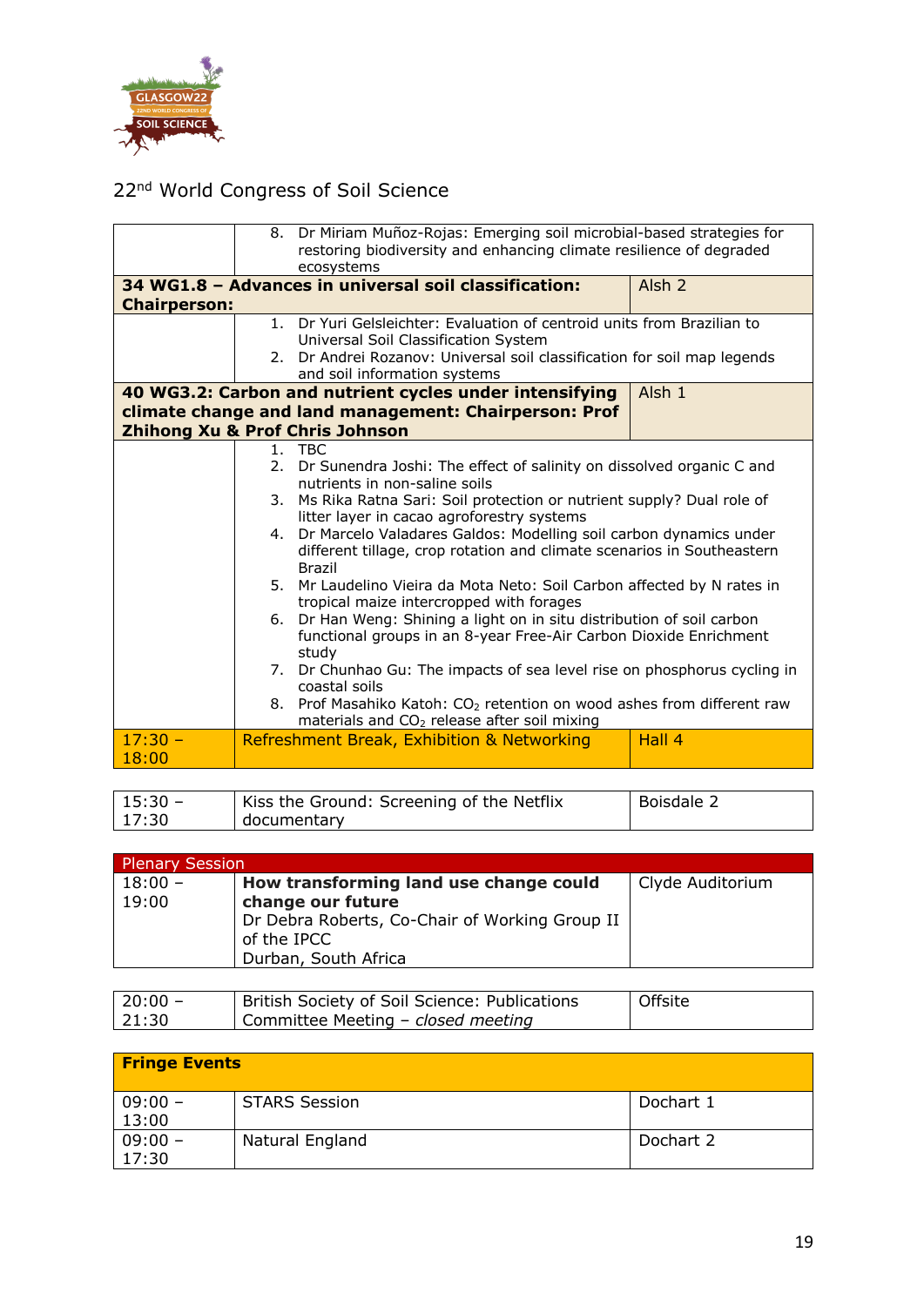22nd World Congress of Soil Science

| | | |
|---|---|---|
| | 8. Dr Miriam Muñoz-Rojas: Emerging soil microbial-based strategies for restoring biodiversity and enhancing climate resilience of degraded ecosystems | |
| **34 WG1.8 – Advances in universal soil classification: Chairperson:** | | Alsh 2 |
| | 1. Dr Yuri Gelsleichter: Evaluation of centroid units from Brazilian to Universal Soil Classification System<br>2. Dr Andrei Rozanov: Universal soil classification for soil map legends and soil information systems | |
| **40 WG3.2: Carbon and nutrient cycles under intensifying climate change and land management: Chairperson: Prof Zhihong Xu & Prof Chris Johnson** | | Alsh 1 |
| | 1. TBC<br>2. Dr Sunendra Joshi: The effect of salinity on dissolved organic C and nutrients in non-saline soils<br>3. Ms Rika Ratna Sari: Soil protection or nutrient supply? Dual role of litter layer in cacao agroforestry systems<br>4. Dr Marcelo Valadares Galdos: Modelling soil carbon dynamics under different tillage, crop rotation and climate scenarios in Southeastern Brazil<br>5. Mr Laudelino Vieira da Mota Neto: Soil Carbon affected by N rates in tropical maize intercropped with forages<br>6. Dr Han Weng: Shining a light on in situ distribution of soil carbon functional groups in an 8-year Free-Air Carbon Dioxide Enrichment study<br>7. Dr Chunhao Gu: The impacts of sea level rise on phosphorus cycling in coastal soils<br>8. Prof Masahiko Katoh: $CO_2$ retention on wood ashes from different raw materials and $CO_2$ release after soil mixing | |
| 17:30 – 18:00 | Refreshment Break, Exhibition & Networking | Hall 4 |

| | | |
|---|---|---|
| 15:30 – 17:30 | Kiss the Ground: Screening of the Netflix documentary | Boisdale 2 |

| Plenary Session | | |
|---|---|---|
| 18:00 – 19:00 | **How transforming land use change could change our future**<br>Dr Debra Roberts, Co-Chair of Working Group II of the IPCC<br>Durban, South Africa | Clyde Auditorium |

| | | |
|---|---|---|
| 20:00 – 21:30 | British Society of Soil Science: Publications Committee Meeting – *closed meeting* | Offsite |

| **Fringe Events** | | |
|---|---|---|
| 09:00 – 13:00 | STARS Session | Dochart 1 |
| 09:00 – 17:30 | Natural England | Dochart 2 |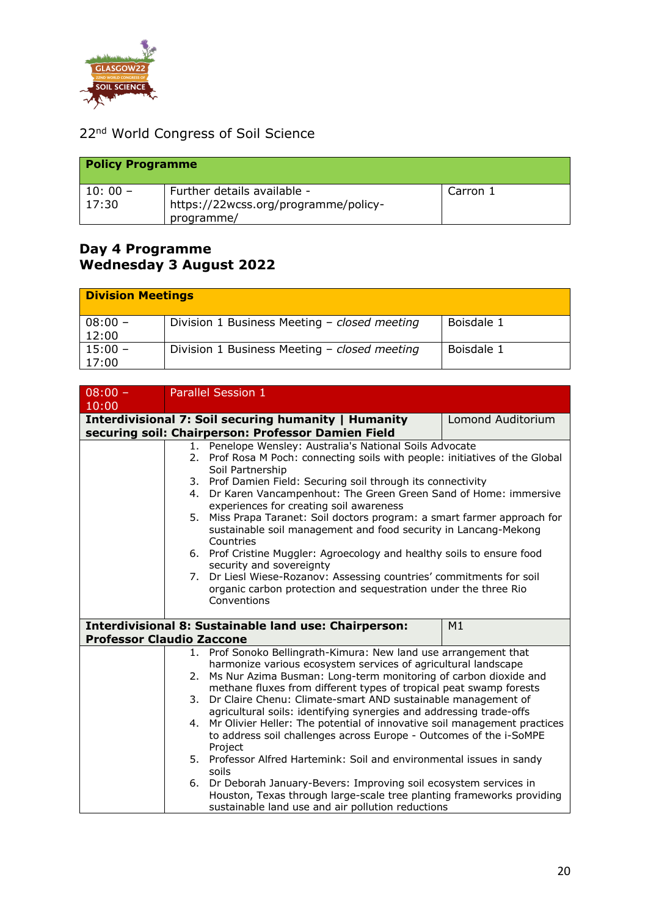22nd World Congress of Soil Science

| Policy Programme | | |
|---|---|---|
| 10: 00 – 17:30 | Further details available - https://22wcss.org/programme/policy-programme/ | Carron 1 |

## Day 4 Programme
## Wednesday 3 August 2022

| Division Meetings | | |
|---|---|---|
| 08:00 – 12:00 | Division 1 Business Meeting – *closed meeting* | Boisdale 1 |
| 15:00 – 17:00 | Division 1 Business Meeting – *closed meeting* | Boisdale 1 |

| 08:00 – 10:00 | Parallel Session 1 | |
|---|---|---|
| **Interdivisional 7: Soil securing humanity \| Humanity securing soil: Chairperson: Professor Damien Field** | | Lomond Auditorium |
| | 1. Penelope Wensley: Australia's National Soils Advocate<br>2. Prof Rosa M Poch: connecting soils with people: initiatives of the Global Soil Partnership<br>3. Prof Damien Field: Securing soil through its connectivity<br>4. Dr Karen Vancampenhout: The Green Green Sand of Home: immersive experiences for creating soil awareness<br>5. Miss Prapa Taranet: Soil doctors program: a smart farmer approach for sustainable soil management and food security in Lancang-Mekong Countries<br>6. Prof Cristine Muggler: Agroecology and healthy soils to ensure food security and sovereignty<br>7. Dr Liesl Wiese-Rozanov: Assessing countries' commitments for soil organic carbon protection and sequestration under the three Rio Conventions | |
| **Interdivisional 8: Sustainable land use: Chairperson: Professor Claudio Zaccone** | | M1 |
| | 1. Prof Sonoko Bellingrath-Kimura: New land use arrangement that harmonize various ecosystem services of agricultural landscape<br>2. Ms Nur Azima Busman: Long-term monitoring of carbon dioxide and methane fluxes from different types of tropical peat swamp forests<br>3. Dr Claire Chenu: Climate-smart AND sustainable management of agricultural soils: identifying synergies and addressing trade-offs<br>4. Mr Olivier Heller: The potential of innovative soil management practices to address soil challenges across Europe - Outcomes of the i-SoMPE Project<br>5. Professor Alfred Hartemink: Soil and environmental issues in sandy soils<br>6. Dr Deborah January-Bevers: Improving soil ecosystem services in Houston, Texas through large-scale tree planting frameworks providing sustainable land use and air pollution reductions | |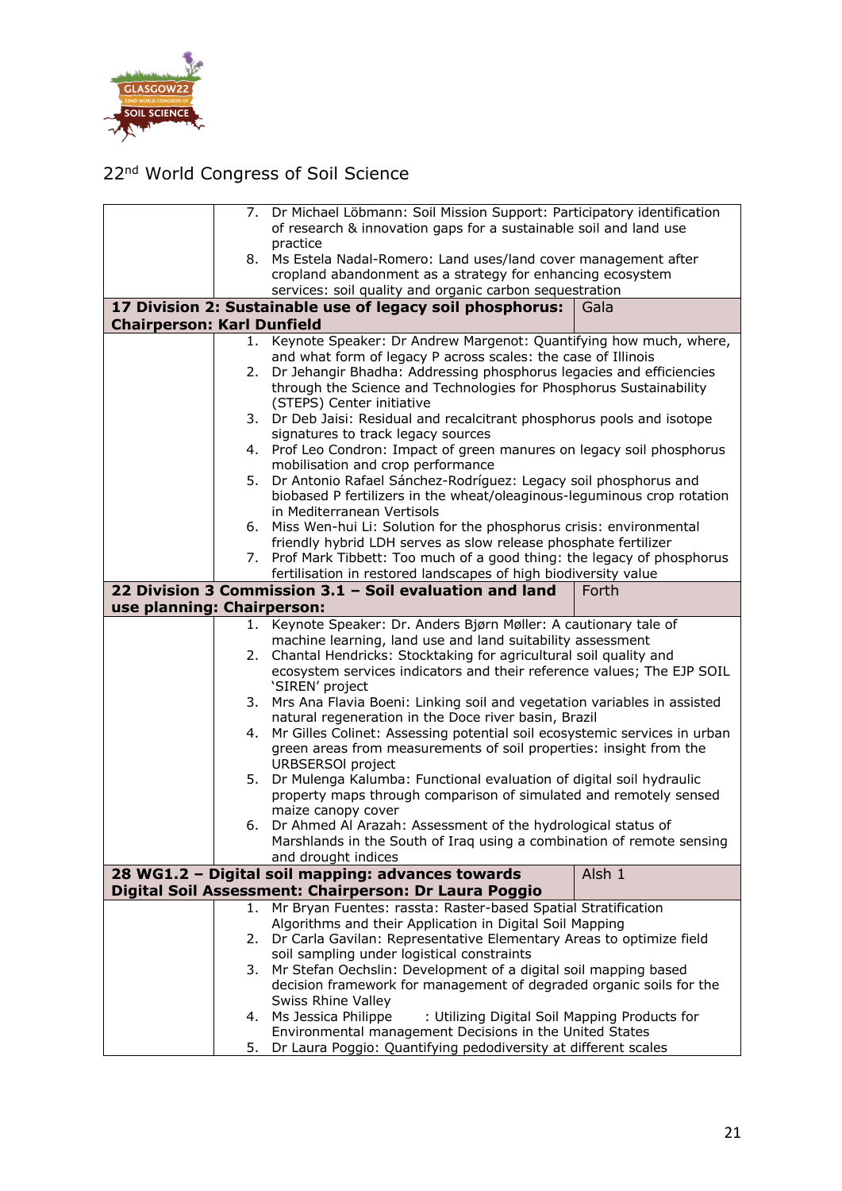22nd World Congress of Soil Science

| | | |
|---|---|---|
| | 7. Dr Michael Löbmann: Soil Mission Support: Participatory identification of research & innovation gaps for a sustainable soil and land use practice<br>8. Ms Estela Nadal-Romero: Land uses/land cover management after cropland abandonment as a strategy for enhancing ecosystem services: soil quality and organic carbon sequestration | |
| **17 Division 2: Sustainable use of legacy soil phosphorus: Chairperson: Karl Dunfield** | | Gala |
| | 1. Keynote Speaker: Dr Andrew Margenot: Quantifying how much, where, and what form of legacy P across scales: the case of Illinois<br>2. Dr Jehangir Bhadha: Addressing phosphorus legacies and efficiencies through the Science and Technologies for Phosphorus Sustainability (STEPS) Center initiative<br>3. Dr Deb Jaisi: Residual and recalcitrant phosphorus pools and isotope signatures to track legacy sources<br>4. Prof Leo Condron: Impact of green manures on legacy soil phosphorus mobilisation and crop performance<br>5. Dr Antonio Rafael Sánchez-Rodríguez: Legacy soil phosphorus and biobased P fertilizers in the wheat/oleaginous-leguminous crop rotation in Mediterranean Vertisols<br>6. Miss Wen-hui Li: Solution for the phosphorus crisis: environmental friendly hybrid LDH serves as slow release phosphate fertilizer<br>7. Prof Mark Tibbett: Too much of a good thing: the legacy of phosphorus fertilisation in restored landscapes of high biodiversity value | |
| **22 Division 3 Commission 3.1 – Soil evaluation and land use planning: Chairperson:** | | Forth |
| | 1. Keynote Speaker: Dr. Anders Bjørn Møller: A cautionary tale of machine learning, land use and land suitability assessment<br>2. Chantal Hendricks: Stocktaking for agricultural soil quality and ecosystem services indicators and their reference values; The EJP SOIL 'SIREN' project<br>3. Mrs Ana Flavia Boeni: Linking soil and vegetation variables in assisted natural regeneration in the Doce river basin, Brazil<br>4. Mr Gilles Colinet: Assessing potential soil ecosystemic services in urban green areas from measurements of soil properties: insight from the URBSERSOI project<br>5. Dr Mulenga Kalumba: Functional evaluation of digital soil hydraulic property maps through comparison of simulated and remotely sensed maize canopy cover<br>6. Dr Ahmed Al Arazah: Assessment of the hydrological status of Marshlands in the South of Iraq using a combination of remote sensing and drought indices | |
| **28 WG1.2 – Digital soil mapping: advances towards Digital Soil Assessment: Chairperson: Dr Laura Poggio** | | Alsh 1 |
| | 1. Mr Bryan Fuentes: rassta: Raster-based Spatial Stratification Algorithms and their Application in Digital Soil Mapping<br>2. Dr Carla Gavilan: Representative Elementary Areas to optimize field soil sampling under logistical constraints<br>3. Mr Stefan Oechslin: Development of a digital soil mapping based decision framework for management of degraded organic soils for the Swiss Rhine Valley<br>4. Ms Jessica Philippe : Utilizing Digital Soil Mapping Products for Environmental management Decisions in the United States<br>5. Dr Laura Poggio: Quantifying pedodiversity at different scales | |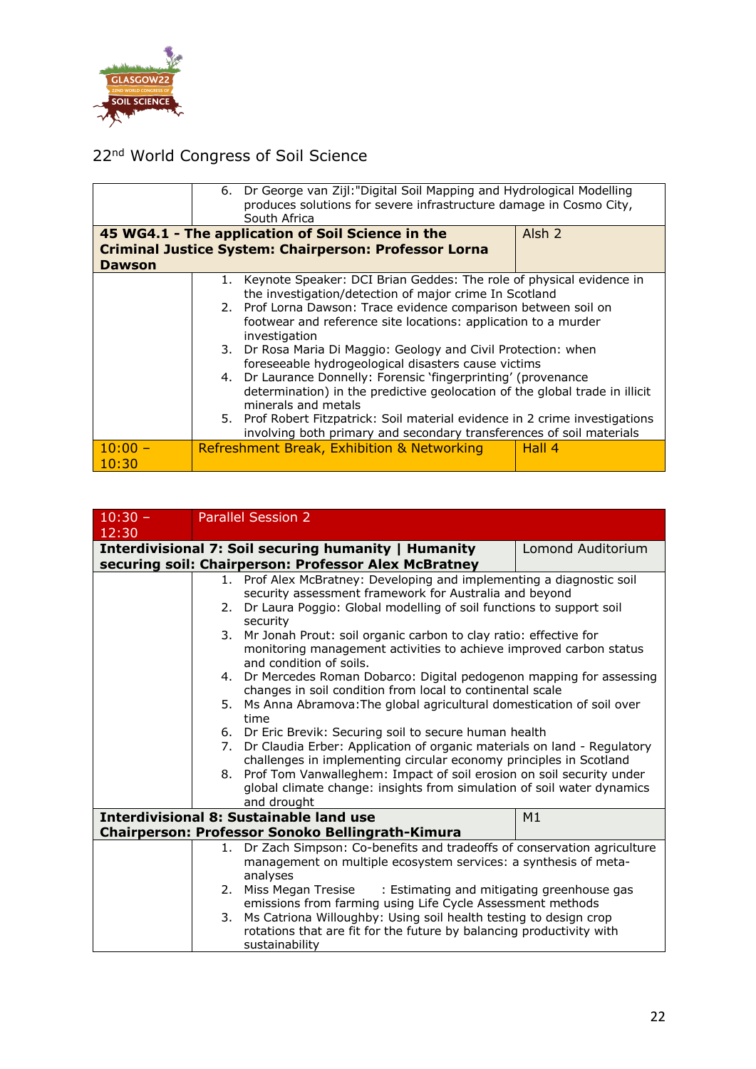22nd World Congress of Soil Science

| | | |
|---|---|---|
| | 6. Dr George van Zijl:"Digital Soil Mapping and Hydrological Modelling produces solutions for severe infrastructure damage in Cosmo City, South Africa | |
| **45 WG4.1 - The application of Soil Science in the Criminal Justice System: Chairperson: Professor Lorna Dawson** | | Alsh 2 |
| | 1. Keynote Speaker: DCI Brian Geddes: The role of physical evidence in the investigation/detection of major crime In Scotland<br>2. Prof Lorna Dawson: Trace evidence comparison between soil on footwear and reference site locations: application to a murder investigation<br>3. Dr Rosa Maria Di Maggio: Geology and Civil Protection: when foreseeable hydrogeological disasters cause victims<br>4. Dr Laurance Donnelly: Forensic 'fingerprinting' (provenance determination) in the predictive geolocation of the global trade in illicit minerals and metals<br>5. Prof Robert Fitzpatrick: Soil material evidence in 2 crime investigations involving both primary and secondary transferences of soil materials | |
| 10:00 – 10:30 | Refreshment Break, Exhibition & Networking | Hall 4 |

| 10:30 – 12:30 | Parallel Session 2 | |
|---|---|---|
| **Interdivisional 7: Soil securing humanity \| Humanity securing soil: Chairperson: Professor Alex McBratney** | | Lomond Auditorium |
| | 1. Prof Alex McBratney: Developing and implementing a diagnostic soil security assessment framework for Australia and beyond<br>2. Dr Laura Poggio: Global modelling of soil functions to support soil security<br>3. Mr Jonah Prout: soil organic carbon to clay ratio: effective for monitoring management activities to achieve improved carbon status and condition of soils.<br>4. Dr Mercedes Roman Dobarco: Digital pedogenon mapping for assessing changes in soil condition from local to continental scale<br>5. Ms Anna Abramova:The global agricultural domestication of soil over time<br>6. Dr Eric Brevik: Securing soil to secure human health<br>7. Dr Claudia Erber: Application of organic materials on land - Regulatory challenges in implementing circular economy principles in Scotland<br>8. Prof Tom Vanwalleghem: Impact of soil erosion on soil security under global climate change: insights from simulation of soil water dynamics and drought | |
| **Interdivisional 8: Sustainable land use Chairperson: Professor Sonoko Bellingrath-Kimura** | | M1 |
| | 1. Dr Zach Simpson: Co-benefits and tradeoffs of conservation agriculture management on multiple ecosystem services: a synthesis of meta-analyses<br>2. Miss Megan Tresise : Estimating and mitigating greenhouse gas emissions from farming using Life Cycle Assessment methods<br>3. Ms Catriona Willoughby: Using soil health testing to design crop rotations that are fit for the future by balancing productivity with sustainability | |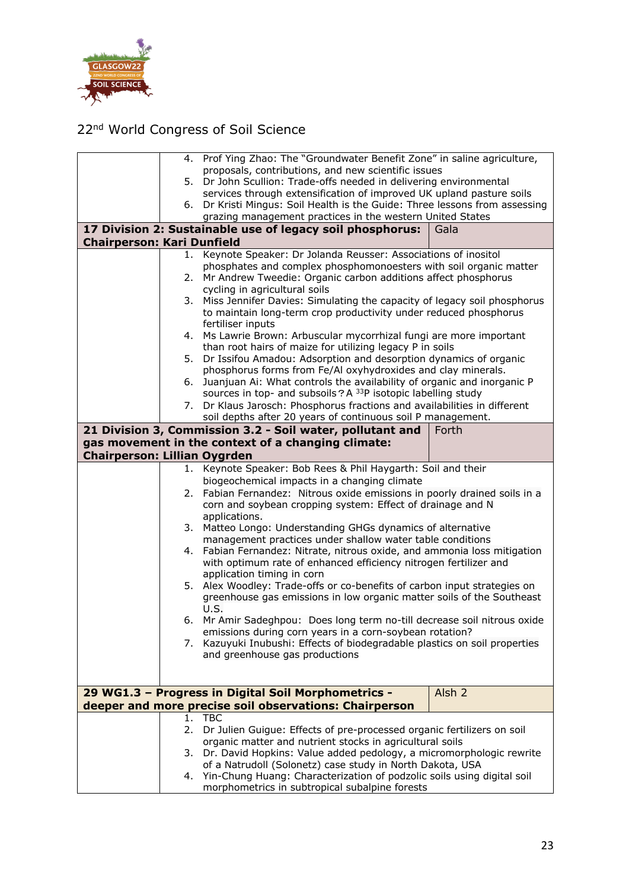| | | |
|---|---|---|
| | 4. Prof Ying Zhao: The “Groundwater Benefit Zone” in saline agriculture, proposals, contributions, and new scientific issues<br>5. Dr John Scullion: Trade-offs needed in delivering environmental services through extensification of improved UK upland pasture soils<br>6. Dr Kristi Mingus: Soil Health is the Guide: Three lessons from assessing grazing management practices in the western United States | |
| **17 Division 2: Sustainable use of legacy soil phosphorus: Chairperson: Kari Dunfield** | | Gala |
| | 1. Keynote Speaker: Dr Jolanda Reusser: Associations of inositol phosphates and complex phosphomonoesters with soil organic matter<br>2. Mr Andrew Tweedie: Organic carbon additions affect phosphorus cycling in agricultural soils<br>3. Miss Jennifer Davies: Simulating the capacity of legacy soil phosphorus to maintain long-term crop productivity under reduced phosphorus fertiliser inputs<br>4. Ms Lawrie Brown: Arbuscular mycorrhizal fungi are more important than root hairs of maize for utilizing legacy P in soils<br>5. Dr Issifou Amadou: Adsorption and desorption dynamics of organic phosphorus forms from Fe/Al oxyhydroxides and clay minerals.<br>6. Juanjuan Ai: What controls the availability of organic and inorganic P sources in top- and subsoils? A $^{33}$P isotopic labelling study<br>7. Dr Klaus Jarosch: Phosphorus fractions and availabilities in different soil depths after 20 years of continuous soil P management. | |
| **21 Division 3, Commission 3.2 - Soil water, pollutant and gas movement in the context of a changing climate: Chairperson: Lillian Oygrden** | | Forth |
| | 1. Keynote Speaker: Bob Rees & Phil Haygarth: Soil and their biogeochemical impacts in a changing climate<br>2. Fabian Fernandez: Nitrous oxide emissions in poorly drained soils in a corn and soybean cropping system: Effect of drainage and N applications.<br>3. Matteo Longo: Understanding GHGs dynamics of alternative management practices under shallow water table conditions<br>4. Fabian Fernandez: Nitrate, nitrous oxide, and ammonia loss mitigation with optimum rate of enhanced efficiency nitrogen fertilizer and application timing in corn<br>5. Alex Woodley: Trade-offs or co-benefits of carbon input strategies on greenhouse gas emissions in low organic matter soils of the Southeast U.S.<br>6. Mr Amir Sadeghpou: Does long term no-till decrease soil nitrous oxide emissions during corn years in a corn-soybean rotation?<br>7. Kazuyuki Inubushi: Effects of biodegradable plastics on soil properties and greenhouse gas productions | |
| **29 WG1.3 – Progress in Digital Soil Morphometrics - deeper and more precise soil observations: Chairperson** | | Alsh 2 |
| | 1. TBC<br>2. Dr Julien Guigue: Effects of pre-processed organic fertilizers on soil organic matter and nutrient stocks in agricultural soils<br>3. Dr. David Hopkins: Value added pedology, a micromorphologic rewrite of a Natrudoll (Solonetz) case study in North Dakota, USA<br>4. Yin-Chung Huang: Characterization of podzolic soils using digital soil morphometrics in subtropical subalpine forests | |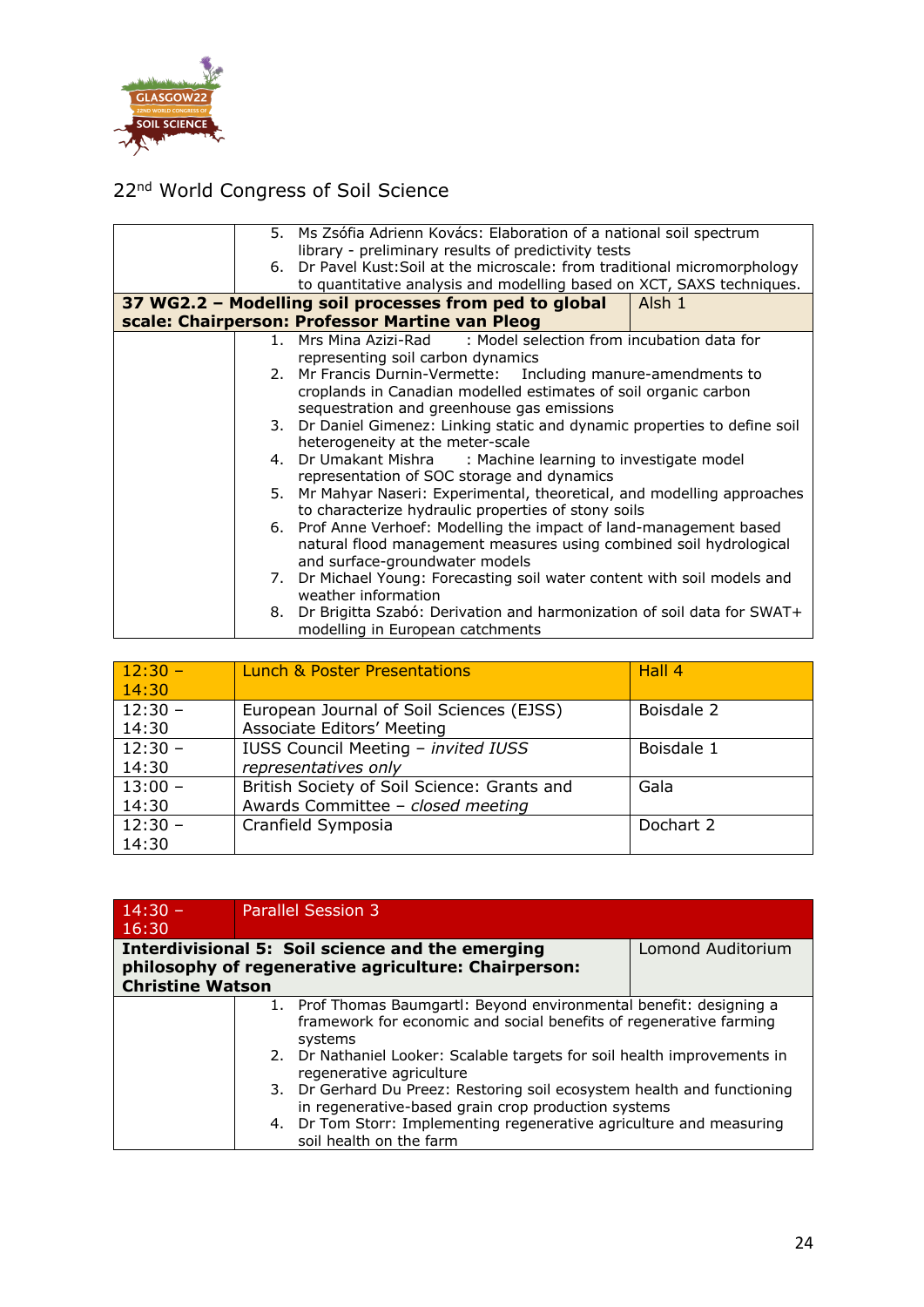22nd World Congress of Soil Science

| | | |
|---|---|---|
| | 5. Ms Zsófia Adrienn Kovács: Elaboration of a national soil spectrum library - preliminary results of predictivity tests<br>6. Dr Pavel Kust:Soil at the microscale: from traditional micromorphology to quantitative analysis and modelling based on XCT, SAXS techniques. | |
| **37 WG2.2 – Modelling soil processes from ped to global scale: Chairperson: Professor Martine van Pleog** | | Alsh 1 |
| | 1. Mrs Mina Azizi-Rad : Model selection from incubation data for representing soil carbon dynamics<br>2. Mr Francis Durnin-Vermette: Including manure-amendments to croplands in Canadian modelled estimates of soil organic carbon sequestration and greenhouse gas emissions<br>3. Dr Daniel Gimenez: Linking static and dynamic properties to define soil heterogeneity at the meter-scale<br>4. Dr Umakant Mishra : Machine learning to investigate model representation of SOC storage and dynamics<br>5. Mr Mahyar Naseri: Experimental, theoretical, and modelling approaches to characterize hydraulic properties of stony soils<br>6. Prof Anne Verhoef: Modelling the impact of land-management based natural flood management measures using combined soil hydrological and surface-groundwater models<br>7. Dr Michael Young: Forecasting soil water content with soil models and weather information<br>8. Dr Brigitta Szabó: Derivation and harmonization of soil data for SWAT+ modelling in European catchments | |

| | | |
|---|---|---|
| 12:30 – 14:30 | Lunch & Poster Presentations | Hall 4 |
| 12:30 – 14:30 | European Journal of Soil Sciences (EJSS) Associate Editors' Meeting | Boisdale 2 |
| 12:30 – 14:30 | IUSS Council Meeting – *invited IUSS representatives only* | Boisdale 1 |
| 13:00 – 14:30 | British Society of Soil Science: Grants and Awards Committee – *closed meeting* | Gala |
| 12:30 – 14:30 | Cranfield Symposia | Dochart 2 |

| | | |
|---|---|---|
| 14:30 – 16:30 | Parallel Session 3 | |
| **Interdivisional 5: Soil science and the emerging philosophy of regenerative agriculture: Chairperson: Christine Watson** | | Lomond Auditorium |
| | 1. Prof Thomas Baumgartl: Beyond environmental benefit: designing a framework for economic and social benefits of regenerative farming systems<br>2. Dr Nathaniel Looker: Scalable targets for soil health improvements in regenerative agriculture<br>3. Dr Gerhard Du Preez: Restoring soil ecosystem health and functioning in regenerative-based grain crop production systems<br>4. Dr Tom Storr: Implementing regenerative agriculture and measuring soil health on the farm | |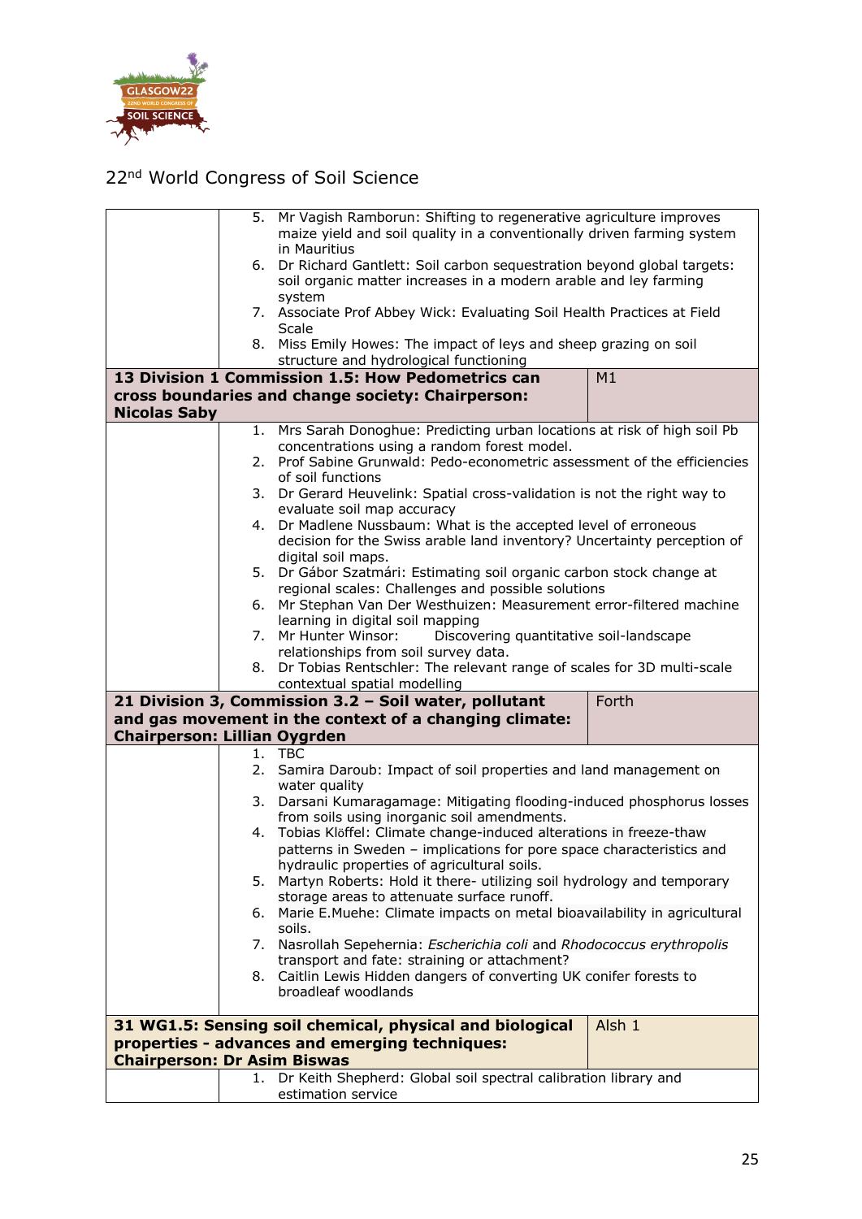22nd World Congress of Soil Science

| | | |
|---|---|---|
| | 5. Mr Vagish Ramborun: Shifting to regenerative agriculture improves maize yield and soil quality in a conventionally driven farming system in Mauritius<br>6. Dr Richard Gantlett: Soil carbon sequestration beyond global targets: soil organic matter increases in a modern arable and ley farming system<br>7. Associate Prof Abbey Wick: Evaluating Soil Health Practices at Field Scale<br>8. Miss Emily Howes: The impact of leys and sheep grazing on soil structure and hydrological functioning | |
| **13 Division 1 Commission 1.5: How Pedometrics can cross boundaries and change society: Chairperson: Nicolas Saby** | | M1 |
| | 1. Mrs Sarah Donoghue: Predicting urban locations at risk of high soil Pb concentrations using a random forest model.<br>2. Prof Sabine Grunwald: Pedo-econometric assessment of the efficiencies of soil functions<br>3. Dr Gerard Heuvelink: Spatial cross-validation is not the right way to evaluate soil map accuracy<br>4. Dr Madlene Nussbaum: What is the accepted level of erroneous decision for the Swiss arable land inventory? Uncertainty perception of digital soil maps.<br>5. Dr Gábor Szatmári: Estimating soil organic carbon stock change at regional scales: Challenges and possible solutions<br>6. Mr Stephan Van Der Westhuizen: Measurement error-filtered machine learning in digital soil mapping<br>7. Mr Hunter Winsor: Discovering quantitative soil-landscape relationships from soil survey data.<br>8. Dr Tobias Rentschler: The relevant range of scales for 3D multi-scale contextual spatial modelling | |
| **21 Division 3, Commission 3.2 – Soil water, pollutant and gas movement in the context of a changing climate: Chairperson: Lillian Oygrden** | | Forth |
| | 1. TBC<br>2. Samira Daroub: Impact of soil properties and land management on water quality<br>3. Darsani Kumaragamage: Mitigating flooding-induced phosphorus losses from soils using inorganic soil amendments.<br>4. Tobias Klöffel: Climate change-induced alterations in freeze-thaw patterns in Sweden – implications for pore space characteristics and hydraulic properties of agricultural soils.<br>5. Martyn Roberts: Hold it there- utilizing soil hydrology and temporary storage areas to attenuate surface runoff.<br>6. Marie E.Muehe: Climate impacts on metal bioavailability in agricultural soils.<br>7. Nasrollah Sepehernia: *Escherichia coli* and *Rhodococcus erythropolis* transport and fate: straining or attachment?<br>8. Caitlin Lewis Hidden dangers of converting UK conifer forests to broadleaf woodlands | |
| **31 WG1.5: Sensing soil chemical, physical and biological properties - advances and emerging techniques: Chairperson: Dr Asim Biswas** | | Alsh 1 |
| | 1. Dr Keith Shepherd: Global soil spectral calibration library and estimation service | |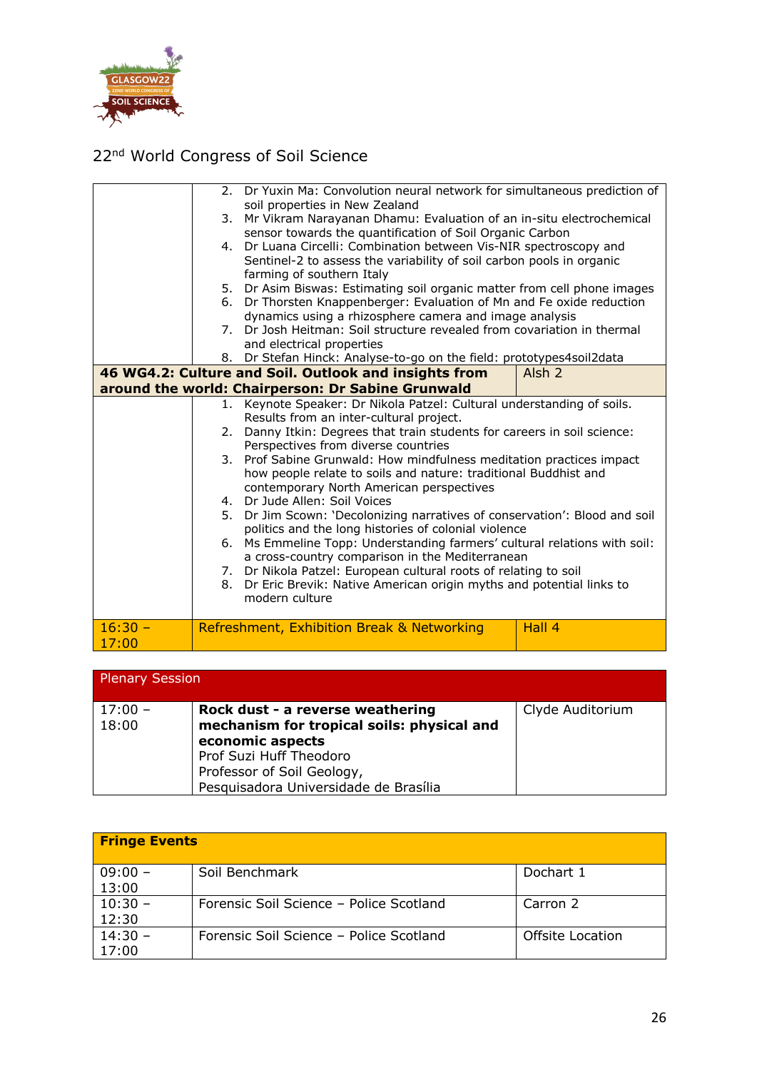22nd World Congress of Soil Science

| | | |
|---|---|---|
| | 2. Dr Yuxin Ma: Convolution neural network for simultaneous prediction of soil properties in New Zealand<br>3. Mr Vikram Narayanan Dhamu: Evaluation of an in-situ electrochemical sensor towards the quantification of Soil Organic Carbon<br>4. Dr Luana Circelli: Combination between Vis-NIR spectroscopy and Sentinel-2 to assess the variability of soil carbon pools in organic farming of southern Italy<br>5. Dr Asim Biswas: Estimating soil organic matter from cell phone images<br>6. Dr Thorsten Knappenberger: Evaluation of Mn and Fe oxide reduction dynamics using a rhizosphere camera and image analysis<br>7. Dr Josh Heitman: Soil structure revealed from covariation in thermal and electrical properties<br>8. Dr Stefan Hinck: Analyse-to-go on the field: prototypes4soil2data | |
| **46 WG4.2: Culture and Soil. Outlook and insights from around the world: Chairperson: Dr Sabine Grunwald** | | Alsh 2 |
| | 1. Keynote Speaker: Dr Nikola Patzel: Cultural understanding of soils. Results from an inter-cultural project.<br>2. Danny Itkin: Degrees that train students for careers in soil science: Perspectives from diverse countries<br>3. Prof Sabine Grunwald: How mindfulness meditation practices impact how people relate to soils and nature: traditional Buddhist and contemporary North American perspectives<br>4. Dr Jude Allen: Soil Voices<br>5. Dr Jim Scown: 'Decolonizing narratives of conservation': Blood and soil politics and the long histories of colonial violence<br>6. Ms Emmeline Topp: Understanding farmers' cultural relations with soil: a cross-country comparison in the Mediterranean<br>7. Dr Nikola Patzel: European cultural roots of relating to soil<br>8. Dr Eric Brevik: Native American origin myths and potential links to modern culture | |
| 16:30 – 17:00 | Refreshment, Exhibition Break & Networking | Hall 4 |

| Plenary Session | | |
|---|---|---|
| 17:00 – 18:00 | **Rock dust - a reverse weathering mechanism for tropical soils: physical and economic aspects**<br>Prof Suzi Huff Theodoro<br>Professor of Soil Geology,<br>Pesquisadora Universidade de Brasília | Clyde Auditorium |

| **Fringe Events** | | |
|---|---|---|
| 09:00 – 13:00 | Soil Benchmark | Dochart 1 |
| 10:30 – 12:30 | Forensic Soil Science – Police Scotland | Carron 2 |
| 14:30 – 17:00 | Forensic Soil Science – Police Scotland | Offsite Location |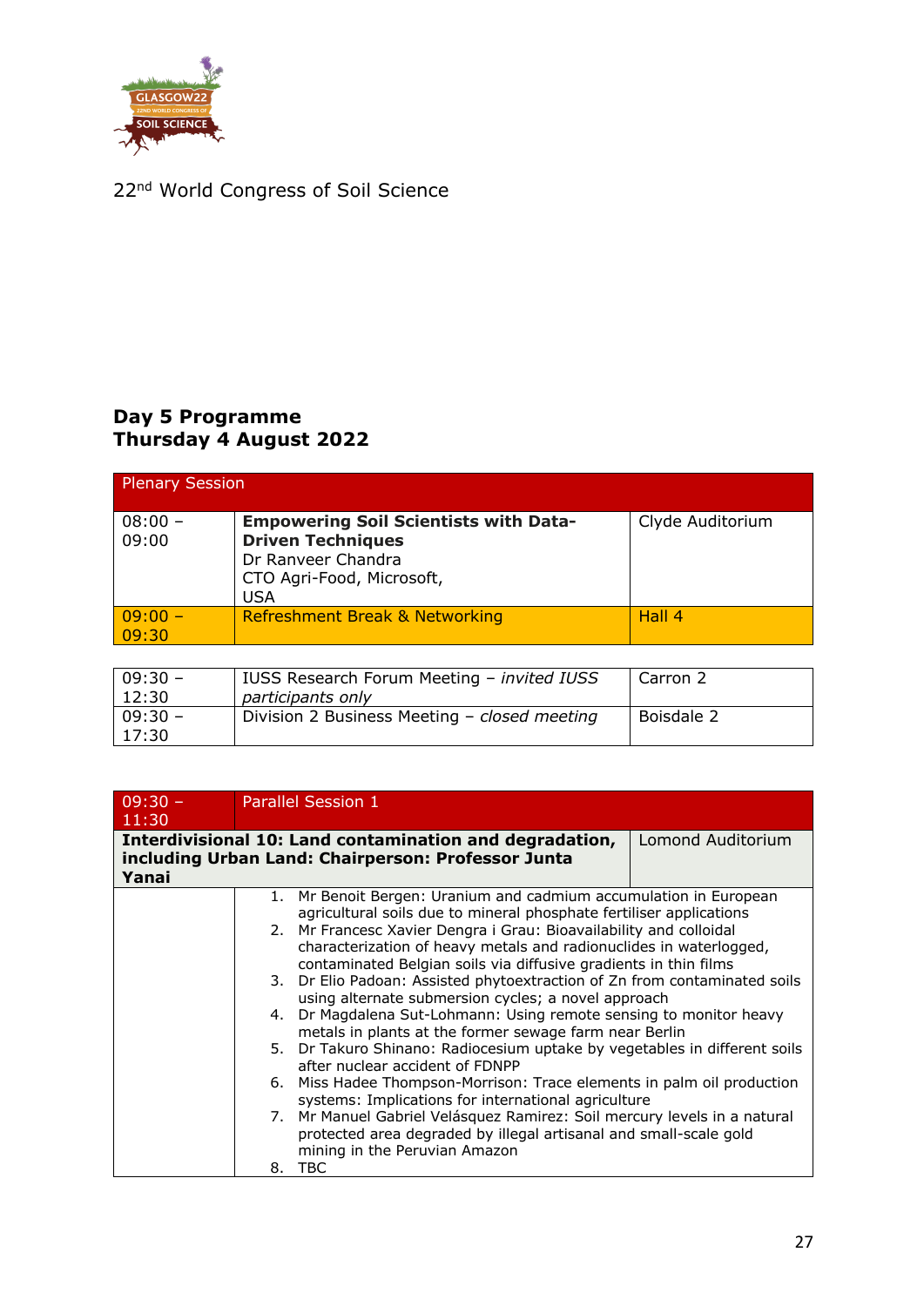22nd World Congress of Soil Science

## Day 5 Programme
## Thursday 4 August 2022

| Plenary Session | | |
|---|---|---|
| 08:00 – 09:00 | **Empowering Soil Scientists with Data-Driven Techniques**<br>Dr Ranveer Chandra<br>CTO Agri-Food, Microsoft, USA | Clyde Auditorium |
| 09:00 – 09:30 | Refreshment Break & Networking | Hall 4 |

| | | |
|---|---|---|
| 09:30 – 12:30 | IUSS Research Forum Meeting – *invited IUSS participants only* | Carron 2 |
| 09:30 – 17:30 | Division 2 Business Meeting – *closed meeting* | Boisdale 2 |

| 09:30 – 11:30 | Parallel Session 1 | |
|---|---|---|
| **Interdivisional 10: Land contamination and degradation, including Urban Land: Chairperson: Professor Junta Yanai** | | Lomond Auditorium |
| | 1. Mr Benoit Bergen: Uranium and cadmium accumulation in European agricultural soils due to mineral phosphate fertiliser applications<br>2. Mr Francesc Xavier Dengra i Grau: Bioavailability and colloidal characterization of heavy metals and radionuclides in waterlogged, contaminated Belgian soils via diffusive gradients in thin films<br>3. Dr Elio Padoan: Assisted phytoextraction of Zn from contaminated soils using alternate submersion cycles; a novel approach<br>4. Dr Magdalena Sut-Lohmann: Using remote sensing to monitor heavy metals in plants at the former sewage farm near Berlin<br>5. Dr Takuro Shinano: Radiocesium uptake by vegetables in different soils after nuclear accident of FDNPP<br>6. Miss Hadee Thompson-Morrison: Trace elements in palm oil production systems: Implications for international agriculture<br>7. Mr Manuel Gabriel Velásquez Ramirez: Soil mercury levels in a natural protected area degraded by illegal artisanal and small-scale gold mining in the Peruvian Amazon<br>8. TBC | |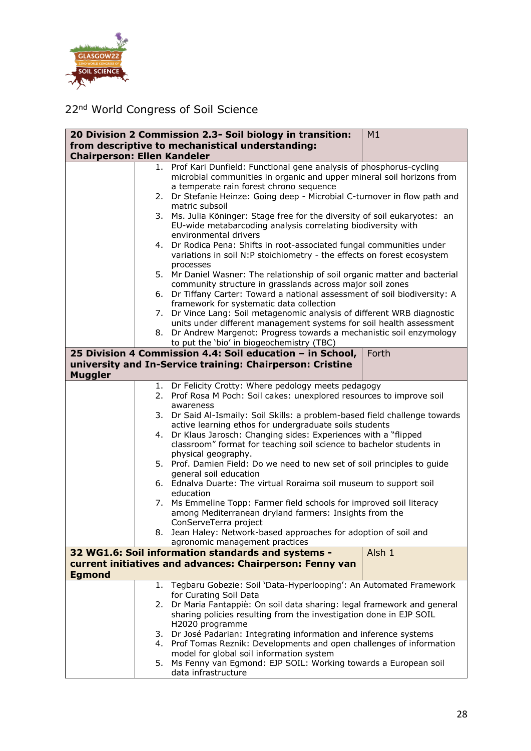22nd World Congress of Soil Science

| 20 Division 2 Commission 2.3- Soil biology in transition: from descriptive to mechanistic understanding: Chairperson: Ellen Kandeler | | M1 |
|---|---|---|
| | 1. Prof Kari Dunfield: Functional gene analysis of phosphorus-cycling microbial communities in organic and upper mineral soil horizons from a temperate rain forest chrono sequence<br>2. Dr Stefanie Heinze: Going deep - Microbial C-turnover in flow path and matric subsoil<br>3. Ms. Julia Köninger: Stage free for the diversity of soil eukaryotes: an EU-wide metabarcoding analysis correlating biodiversity with environmental drivers<br>4. Dr Rodica Pena: Shifts in root-associated fungal communities under variations in soil N:P stoichiometry - the effects on forest ecosystem processes<br>5. Mr Daniel Wasner: The relationship of soil organic matter and bacterial community structure in grasslands across major soil zones<br>6. Dr Tiffany Carter: Toward a national assessment of soil biodiversity: A framework for systematic data collection<br>7. Dr Vince Lang: Soil metagenomic analysis of different WRB diagnostic units under different management systems for soil health assessment<br>8. Dr Andrew Margenot: Progress towards a mechanistic soil enzymology to put the 'bio' in biogeochemistry (TBC) | |
| **25 Division 4 Commission 4.4: Soil education – in School, university and In-Service training: Chairperson: Cristine Muggler** | | Forth |
| | 1. Dr Felicity Crotty: Where pedology meets pedagogy<br>2. Prof Rosa M Poch: Soil cakes: unexplored resources to improve soil awareness<br>3. Dr Said Al-Ismaily: Soil Skills: a problem-based field challenge towards active learning ethos for undergraduate soils students<br>4. Dr Klaus Jarosch: Changing sides: Experiences with a "flipped classroom" format for teaching soil science to bachelor students in physical geography.<br>5. Prof. Damien Field: Do we need to new set of soil principles to guide general soil education<br>6. Ednalva Duarte: The virtual Roraima soil museum to support soil education<br>7. Ms Emmeline Topp: Farmer field schools for improved soil literacy among Mediterranean dryland farmers: Insights from the ConServeTerra project<br>8. Jean Haley: Network-based approaches for adoption of soil and agronomic management practices | |
| **32 WG1.6: Soil information standards and systems - current initiatives and advances: Chairperson: Fenny van Egmond** | | Alsh 1 |
| | 1. Tegbaru Gobezie: Soil 'Data-Hyperlooping': An Automated Framework for Curating Soil Data<br>2. Dr Maria Fantappiè: On soil data sharing: legal framework and general sharing policies resulting from the investigation done in EJP SOIL H2020 programme<br>3. Dr José Padarian: Integrating information and inference systems<br>4. Prof Tomas Reznik: Developments and open challenges of information model for global soil information system<br>5. Ms Fenny van Egmond: EJP SOIL: Working towards a European soil data infrastructure | |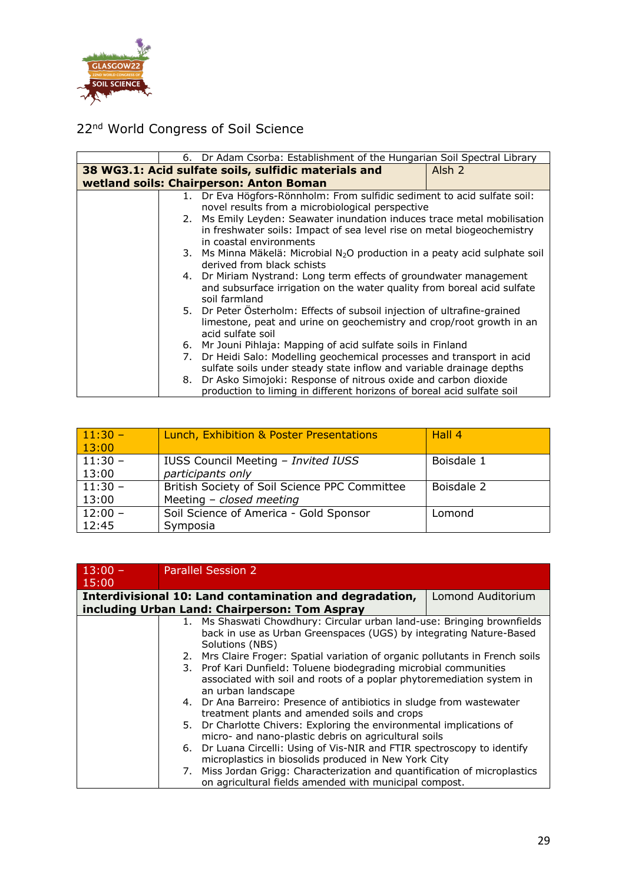22nd World Congress of Soil Science

| | | |
|---|---|---|
| | 6. Dr Adam Csorba: Establishment of the Hungarian Soil Spectral Library | |
| **38 WG3.1: Acid sulfate soils, sulfidic materials and wetland soils: Chairperson: Anton Boman** | | Alsh 2 |
| | 1. Dr Eva Högfors-Rönnholm: From sulfidic sediment to acid sulfate soil: novel results from a microbiological perspective<br>2. Ms Emily Leyden: Seawater inundation induces trace metal mobilisation in freshwater soils: Impact of sea level rise on metal biogeochemistry in coastal environments<br>3. Ms Minna Mäkelä: Microbial $N_2O$ production in a peaty acid sulphate soil derived from black schists<br>4. Dr Miriam Nystrand: Long term effects of groundwater management and subsurface irrigation on the water quality from boreal acid sulfate soil farmland<br>5. Dr Peter Österholm: Effects of subsoil injection of ultrafine-grained limestone, peat and urine on geochemistry and crop/root growth in an acid sulfate soil<br>6. Mr Jouni Pihlaja: Mapping of acid sulfate soils in Finland<br>7. Dr Heidi Salo: Modelling geochemical processes and transport in acid sulfate soils under steady state inflow and variable drainage depths<br>8. Dr Asko Simojoki: Response of nitrous oxide and carbon dioxide production to liming in different horizons of boreal acid sulfate soil | |

| | | |
|---|---|---|
| 11:30 – 13:00 | Lunch, Exhibition & Poster Presentations | Hall 4 |
| 11:30 – 13:00 | IUSS Council Meeting – *Invited IUSS participants only* | Boisdale 1 |
| 11:30 – 13:00 | British Society of Soil Science PPC Committee Meeting – *closed meeting* | Boisdale 2 |
| 12:00 – 12:45 | Soil Science of America - Gold Sponsor Symposia | Lomond |

| | | |
|---|---|---|
| 13:00 – 15:00 | Parallel Session 2 | |
| **Interdivisional 10: Land contamination and degradation, including Urban Land: Chairperson: Tom Aspray** | | Lomond Auditorium |
| | 1. Ms Shaswati Chowdhury: Circular urban land-use: Bringing brownfields back in use as Urban Greenspaces (UGS) by integrating Nature-Based Solutions (NBS)<br>2. Mrs Claire Froger: Spatial variation of organic pollutants in French soils<br>3. Prof Kari Dunfield: Toluene biodegrading microbial communities associated with soil and roots of a poplar phytoremediation system in an urban landscape<br>4. Dr Ana Barreiro: Presence of antibiotics in sludge from wastewater treatment plants and amended soils and crops<br>5. Dr Charlotte Chivers: Exploring the environmental implications of micro- and nano-plastic debris on agricultural soils<br>6. Dr Luana Circelli: Using of Vis-NIR and FTIR spectroscopy to identify microplastics in biosolids produced in New York City<br>7. Miss Jordan Grigg: Characterization and quantification of microplastics on agricultural fields amended with municipal compost. | |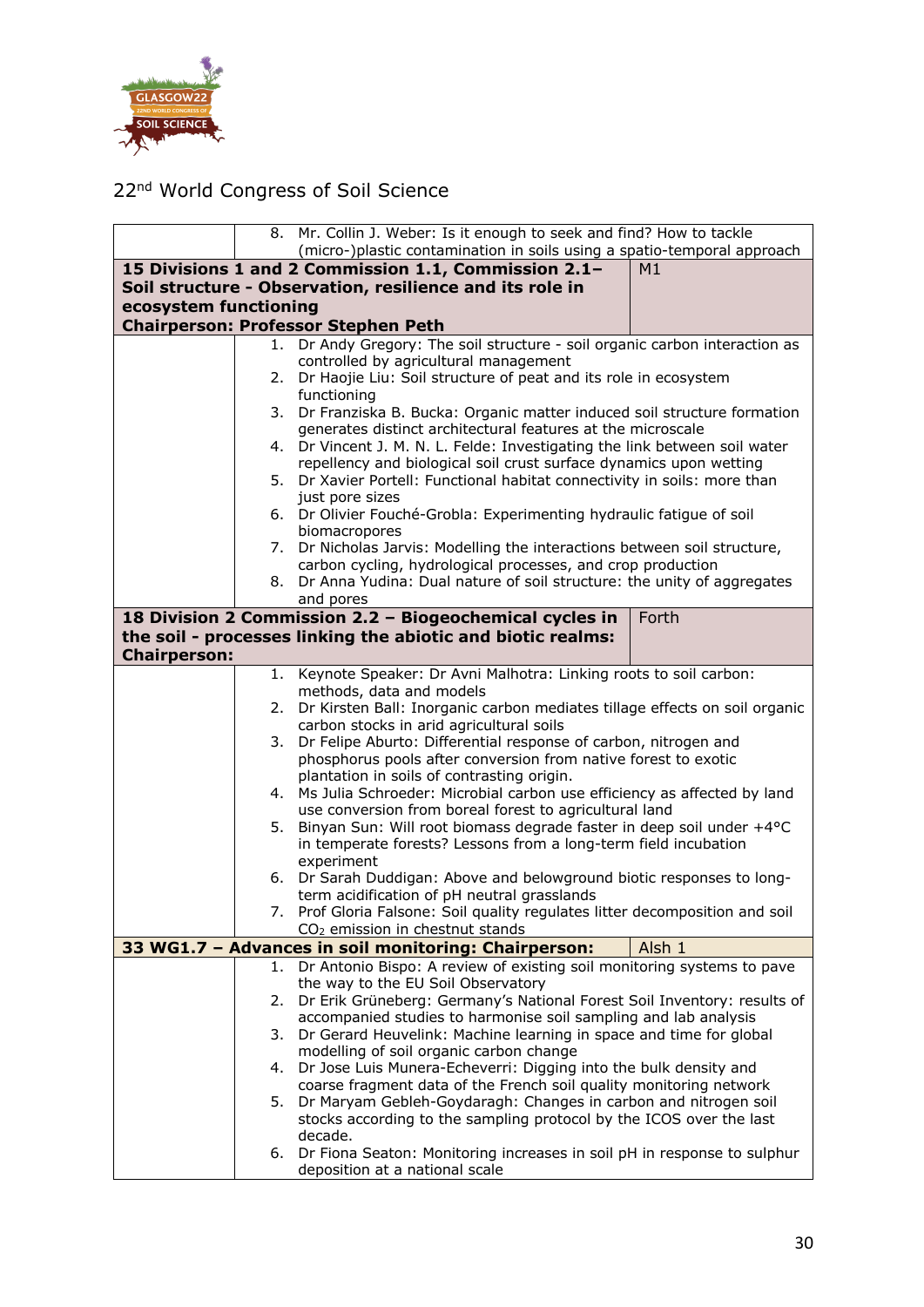22nd World Congress of Soil Science

| | |
|---|---|
| | 8. Mr. Collin J. Weber: Is it enough to seek and find? How to tackle (micro-)plastic contamination in soils using a spatio-temporal approach |
| **15 Divisions 1 and 2 Commission 1.1, Commission 2.1– Soil structure - Observation, resilience and its role in ecosystem functioning Chairperson: Professor Stephen Peth** | M1 |
| | 1. Dr Andy Gregory: The soil structure - soil organic carbon interaction as controlled by agricultural management<br>2. Dr Haojie Liu: Soil structure of peat and its role in ecosystem functioning<br>3. Dr Franziska B. Bucka: Organic matter induced soil structure formation generates distinct architectural features at the microscale<br>4. Dr Vincent J. M. N. L. Felde: Investigating the link between soil water repellency and biological soil crust surface dynamics upon wetting<br>5. Dr Xavier Portell: Functional habitat connectivity in soils: more than just pore sizes<br>6. Dr Olivier Fouché-Grobla: Experimenting hydraulic fatigue of soil biomacropores<br>7. Dr Nicholas Jarvis: Modelling the interactions between soil structure, carbon cycling, hydrological processes, and crop production<br>8. Dr Anna Yudina: Dual nature of soil structure: the unity of aggregates and pores |
| **18 Division 2 Commission 2.2 – Biogeochemical cycles in the soil - processes linking the abiotic and biotic realms: Chairperson:** | Forth |
| | 1. Keynote Speaker: Dr Avni Malhotra: Linking roots to soil carbon: methods, data and models<br>2. Dr Kirsten Ball: Inorganic carbon mediates tillage effects on soil organic carbon stocks in arid agricultural soils<br>3. Dr Felipe Aburto: Differential response of carbon, nitrogen and phosphorus pools after conversion from native forest to exotic plantation in soils of contrasting origin.<br>4. Ms Julia Schroeder: Microbial carbon use efficiency as affected by land use conversion from boreal forest to agricultural land<br>5. Binyan Sun: Will root biomass degrade faster in deep soil under +4°C in temperate forests? Lessons from a long-term field incubation experiment<br>6. Dr Sarah Duddigan: Above and belowground biotic responses to long-term acidification of pH neutral grasslands<br>7. Prof Gloria Falsone: Soil quality regulates litter decomposition and soil $CO_2$ emission in chestnut stands |
| **33 WG1.7 – Advances in soil monitoring: Chairperson:** | Alsh 1 |
| | 1. Dr Antonio Bispo: A review of existing soil monitoring systems to pave the way to the EU Soil Observatory<br>2. Dr Erik Grüneberg: Germany's National Forest Soil Inventory: results of accompanied studies to harmonise soil sampling and lab analysis<br>3. Dr Gerard Heuvelink: Machine learning in space and time for global modelling of soil organic carbon change<br>4. Dr Jose Luis Munera-Echeverri: Digging into the bulk density and coarse fragment data of the French soil quality monitoring network<br>5. Dr Maryam Gebleh-Goydaragh: Changes in carbon and nitrogen soil stocks according to the sampling protocol by the ICOS over the last decade.<br>6. Dr Fiona Seaton: Monitoring increases in soil pH in response to sulphur deposition at a national scale |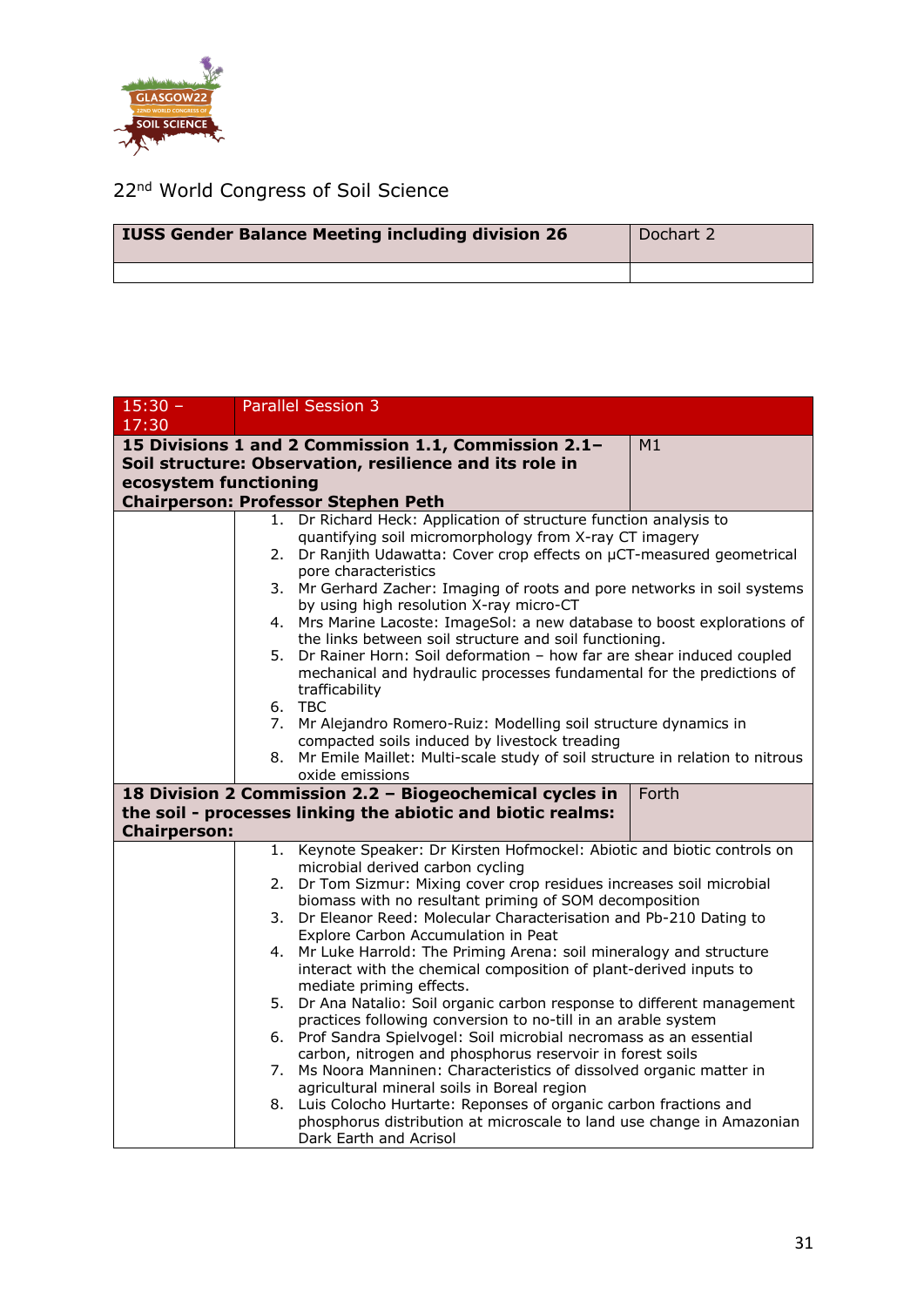22nd World Congress of Soil Science

| **IUSS Gender Balance Meeting including division 26** | Dochart 2 |
|---|---|
| | |

| 15:30 – 17:30 | Parallel Session 3 | |
|---|---|---|
| **15 Divisions 1 and 2 Commission 1.1, Commission 2.1– Soil structure: Observation, resilience and its role in ecosystem functioning Chairperson: Professor Stephen Peth** | | M1 |
| | 1. Dr Richard Heck: Application of structure function analysis to quantifying soil micromorphology from X-ray CT imagery<br>2. Dr Ranjith Udawatta: Cover crop effects on µCT-measured geometrical pore characteristics<br>3. Mr Gerhard Zacher: Imaging of roots and pore networks in soil systems by using high resolution X-ray micro-CT<br>4. Mrs Marine Lacoste: ImageSol: a new database to boost explorations of the links between soil structure and soil functioning.<br>5. Dr Rainer Horn: Soil deformation – how far are shear induced coupled mechanical and hydraulic processes fundamental for the predictions of trafficability<br>6. TBC<br>7. Mr Alejandro Romero-Ruiz: Modelling soil structure dynamics in compacted soils induced by livestock treading<br>8. Mr Emile Maillet: Multi-scale study of soil structure in relation to nitrous oxide emissions | |
| **18 Division 2 Commission 2.2 – Biogeochemical cycles in the soil - processes linking the abiotic and biotic realms: Chairperson:** | | Forth |
| | 1. Keynote Speaker: Dr Kirsten Hofmockel: Abiotic and biotic controls on microbial derived carbon cycling<br>2. Dr Tom Sizmur: Mixing cover crop residues increases soil microbial biomass with no resultant priming of SOM decomposition<br>3. Dr Eleanor Reed: Molecular Characterisation and Pb-210 Dating to Explore Carbon Accumulation in Peat<br>4. Mr Luke Harrold: The Priming Arena: soil mineralogy and structure interact with the chemical composition of plant-derived inputs to mediate priming effects.<br>5. Dr Ana Natalio: Soil organic carbon response to different management practices following conversion to no-till in an arable system<br>6. Prof Sandra Spielvogel: Soil microbial necromass as an essential carbon, nitrogen and phosphorus reservoir in forest soils<br>7. Ms Noora Manninen: Characteristics of dissolved organic matter in agricultural mineral soils in Boreal region<br>8. Luis Colocho Hurtarte: Reponses of organic carbon fractions and phosphorus distribution at microscale to land use change in Amazonian Dark Earth and Acrisol | |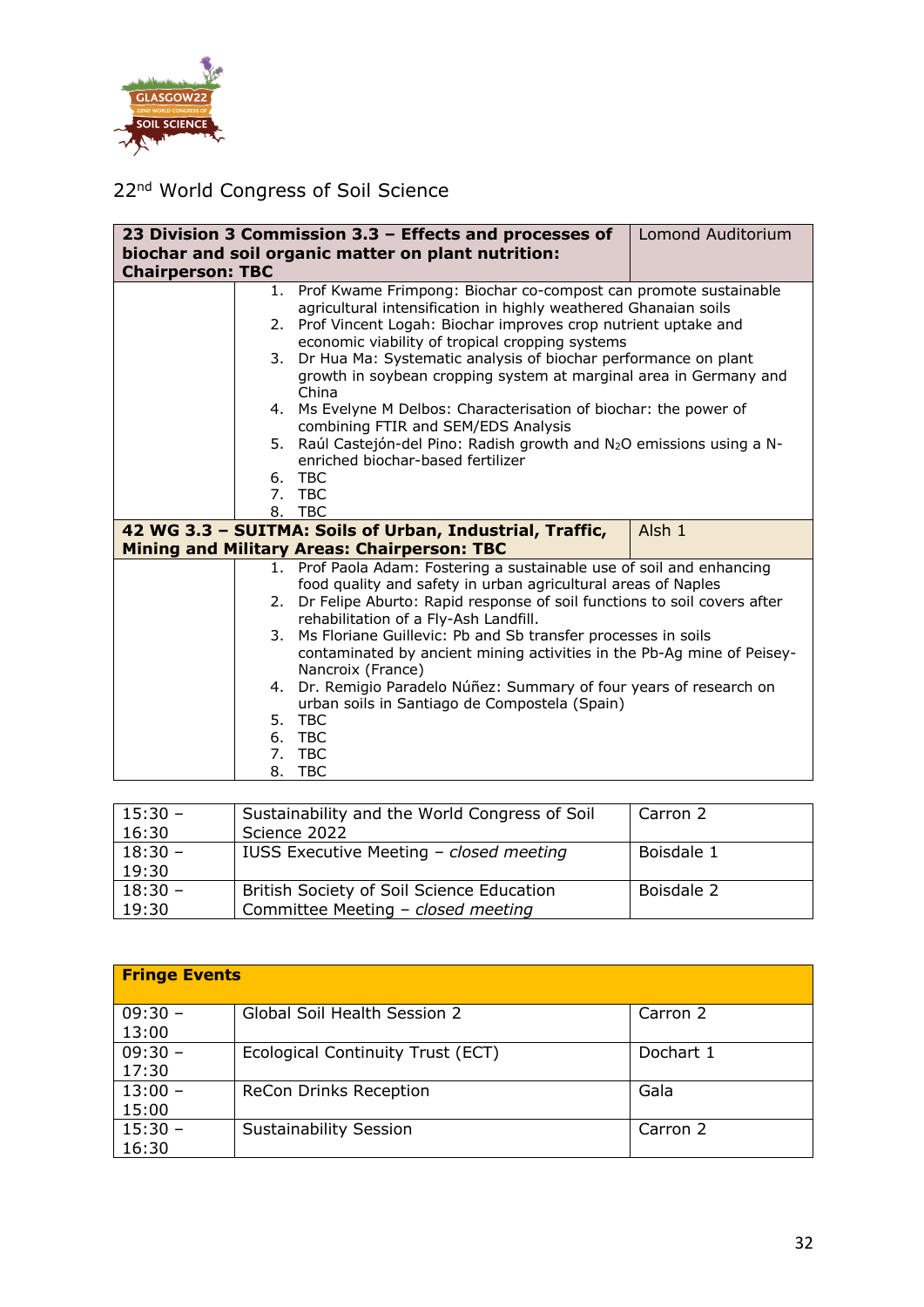22[nd] World Congress of Soil Science

| **23 Division 3 Commission 3.3 – Effects and processes of biochar and soil organic matter on plant nutrition: Chairperson: TBC** | | Lomond Auditorium |
|---|---|---|
| | 1. Prof Kwame Frimpong: Biochar co-compost can promote sustainable agricultural intensification in highly weathered Ghanaian soils<br>2. Prof Vincent Logah: Biochar improves crop nutrient uptake and economic viability of tropical cropping systems<br>3. Dr Hua Ma: Systematic analysis of biochar performance on plant growth in soybean cropping system at marginal area in Germany and China<br>4. Ms Evelyne M Delbos: Characterisation of biochar: the power of combining FTIR and SEM/EDS Analysis<br>5. Raúl Castejón-del Pino: Radish growth and $N_2O$ emissions using a N-enriched biochar-based fertilizer<br>6. TBC<br>7. TBC<br>8. TBC | |
| **42 WG 3.3 – SUITMA: Soils of Urban, Industrial, Traffic, Mining and Military Areas: Chairperson: TBC** | | Alsh 1 |
| | 1. Prof Paola Adam: Fostering a sustainable use of soil and enhancing food quality and safety in urban agricultural areas of Naples<br>2. Dr Felipe Aburto: Rapid response of soil functions to soil covers after rehabilitation of a Fly-Ash Landfill.<br>3. Ms Floriane Guillevic: Pb and Sb transfer processes in soils contaminated by ancient mining activities in the Pb-Ag mine of Peisey-Nancroix (France)<br>4. Dr. Remigio Paradelo Núñez: Summary of four years of research on urban soils in Santiago de Compostela (Spain)<br>5. TBC<br>6. TBC<br>7. TBC<br>8. TBC | |

| | | |
|---|---|---|
| 15:30 – 16:30 | Sustainability and the World Congress of Soil Science 2022 | Carron 2 |
| 18:30 – 19:30 | IUSS Executive Meeting – *closed meeting* | Boisdale 1 |
| 18:30 – 19:30 | British Society of Soil Science Education Committee Meeting – *closed meeting* | Boisdale 2 |

| **Fringe Events** | | |
|---|---|---|
| 09:30 – 13:00 | Global Soil Health Session 2 | Carron 2 |
| 09:30 – 17:30 | Ecological Continuity Trust (ECT) | Dochart 1 |
| 13:00 – 15:00 | ReCon Drinks Reception | Gala |
| 15:30 – 16:30 | Sustainability Session | Carron 2 |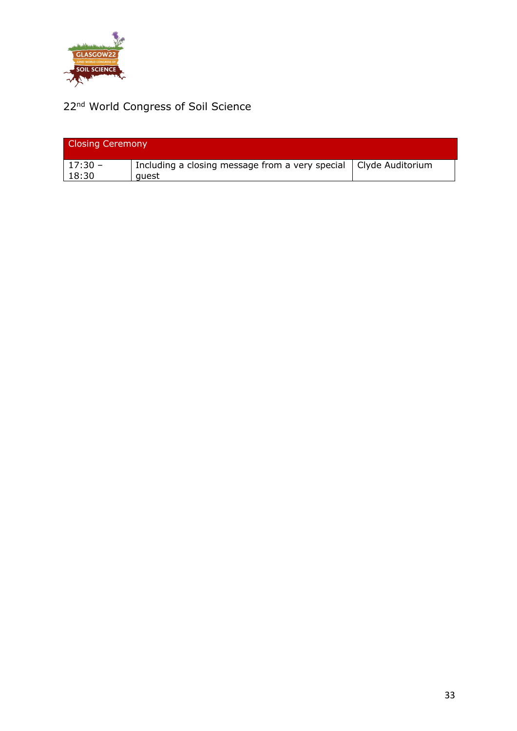22nd World Congress of Soil Science

| Closing Ceremony | | |
|---|---|---|
| 17:30 – 18:30 | Including a closing message from a very special guest | Clyde Auditorium |